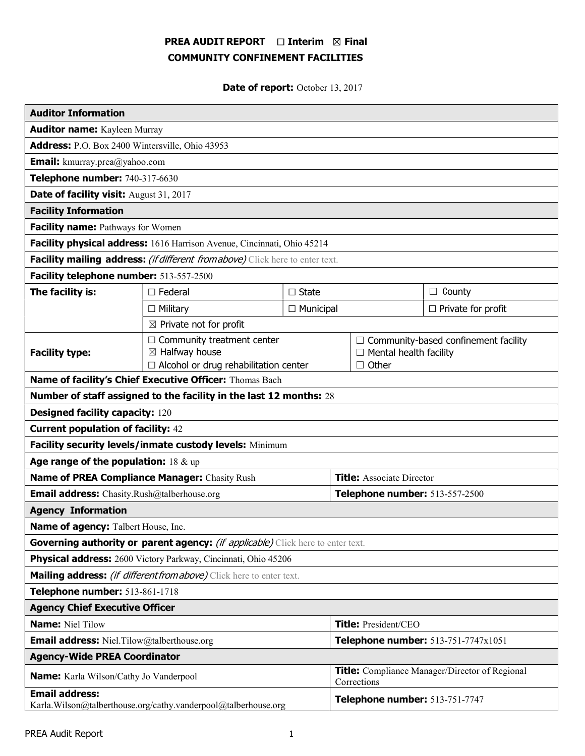# PREA AUDIT REPORT ☐ Interim ☒ Final
## COMMUNITY CONFINEMENT FACILITIES

**Date of report:** October 13, 2017

| **Auditor Information** | | | |
|---|---|---|---|
| **Auditor name:** Kayleen Murray | | | |
| **Address:** P.O. Box 2400 Wintersville, Ohio 43953 | | | |
| **Email:** kmurray.prea@yahoo.com | | | |
| **Telephone number:** 740-317-6630 | | | |
| **Date of facility visit:** August 31, 2017 | | | |
| **Facility Information** | | | |
| **Facility name:** Pathways for Women | | | |
| **Facility physical address:** 1616 Harrison Avenue, Cincinnati, Ohio 45214 | | | |
| **Facility mailing address:** *(if different from above)* Click here to enter text. | | | |
| **Facility telephone number:** 513-557-2500 | | | |
| **The facility is:** | ☐ Federal | ☐ State | ☐ County |
| | ☐ Military | ☐ Municipal | ☐ Private for profit |
| | ☒ Private not for profit | | |
| **Facility type:** | ☐ Community treatment center<br>☒ Halfway house<br>☐ Alcohol or drug rehabilitation center | ☐ Community-based confinement facility<br>☐ Mental health facility<br>☐ Other | |
| **Name of facility's Chief Executive Officer:** Thomas Bach | | | |
| **Number of staff assigned to the facility in the last 12 months:** 28 | | | |
| **Designed facility capacity:** 120 | | | |
| **Current population of facility:** 42 | | | |
| **Facility security levels/inmate custody levels:** Minimum | | | |
| **Age range of the population:** 18 & up | | | |
| **Name of PREA Compliance Manager:** Chasity Rush | | **Title:** Associate Director | |
| **Email address:** Chasity.Rush@talberhouse.org | | **Telephone number:** 513-557-2500 | |
| **Agency Information** | | | |
| **Name of agency:** Talbert House, Inc. | | | |
| **Governing authority or parent agency:** *(if applicable)* Click here to enter text. | | | |
| **Physical address:** 2600 Victory Parkway, Cincinnati, Ohio 45206 | | | |
| **Mailing address:** *(if different from above)* Click here to enter text. | | | |
| **Telephone number:** 513-861-1718 | | | |
| **Agency Chief Executive Officer** | | | |
| **Name:** Niel Tilow | | **Title:** President/CEO | |
| **Email address:** Niel.Tilow@talberthouse.org | | **Telephone number:** 513-751-7747x1051 | |
| **Agency-Wide PREA Coordinator** | | | |
| **Name:** Karla Wilson/Cathy Jo Vanderpool | | **Title:** Compliance Manager/Director of Regional Corrections | |
| **Email address:** Karla.Wilson@talberthouse.org/cathy.vanderpool@talberhouse.org | | **Telephone number:** 513-751-7747 | |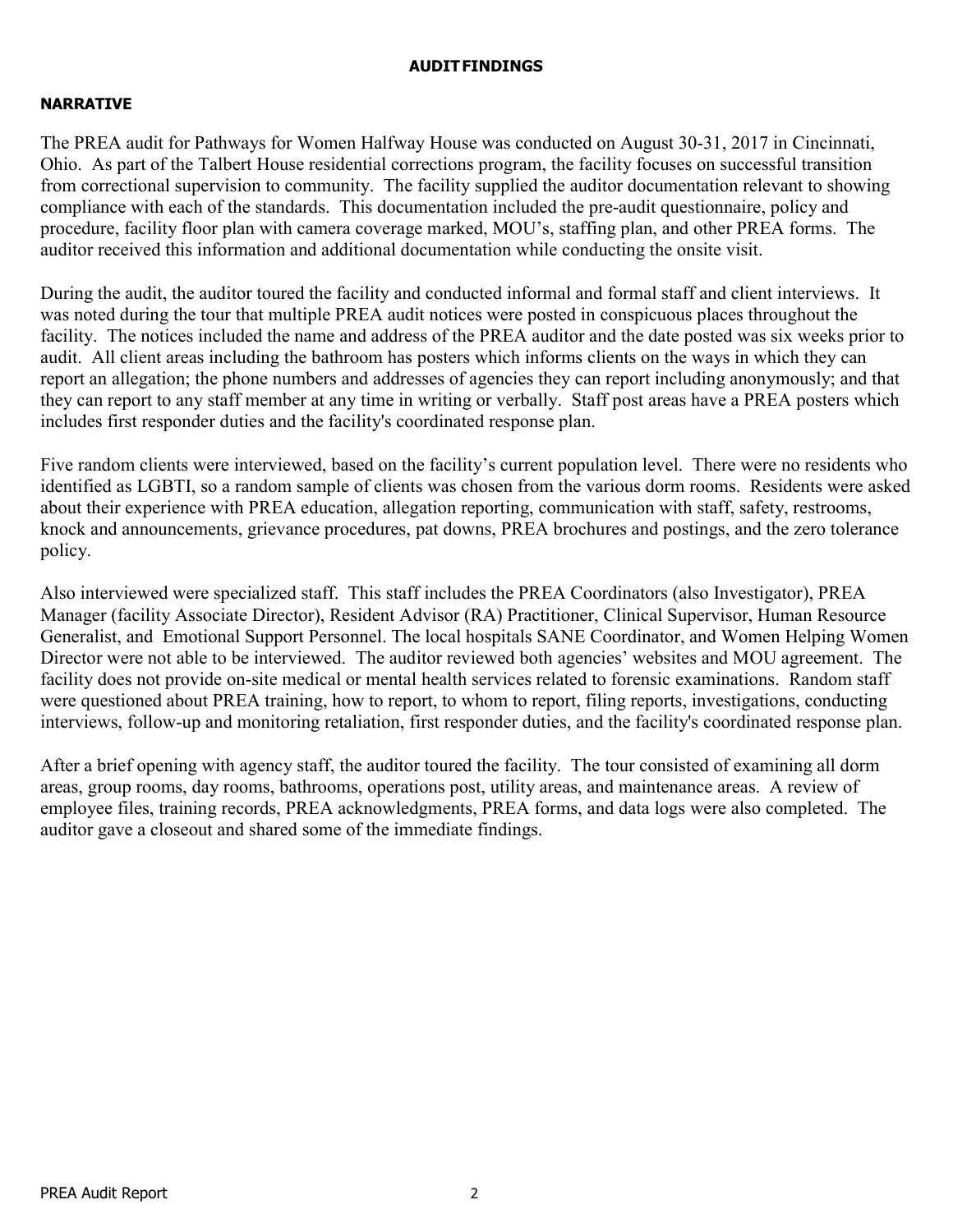# AUDIT FINDINGS

## NARRATIVE

The PREA audit for Pathways for Women Halfway House was conducted on August 30-31, 2017 in Cincinnati, Ohio. As part of the Talbert House residential corrections program, the facility focuses on successful transition from correctional supervision to community. The facility supplied the auditor documentation relevant to showing compliance with each of the standards. This documentation included the pre-audit questionnaire, policy and procedure, facility floor plan with camera coverage marked, MOU's, staffing plan, and other PREA forms. The auditor received this information and additional documentation while conducting the onsite visit.

During the audit, the auditor toured the facility and conducted informal and formal staff and client interviews. It was noted during the tour that multiple PREA audit notices were posted in conspicuous places throughout the facility. The notices included the name and address of the PREA auditor and the date posted was six weeks prior to audit. All client areas including the bathroom has posters which informs clients on the ways in which they can report an allegation; the phone numbers and addresses of agencies they can report including anonymously; and that they can report to any staff member at any time in writing or verbally. Staff post areas have a PREA posters which includes first responder duties and the facility's coordinated response plan.

Five random clients were interviewed, based on the facility's current population level. There were no residents who identified as LGBTI, so a random sample of clients was chosen from the various dorm rooms. Residents were asked about their experience with PREA education, allegation reporting, communication with staff, safety, restrooms, knock and announcements, grievance procedures, pat downs, PREA brochures and postings, and the zero tolerance policy.

Also interviewed were specialized staff. This staff includes the PREA Coordinators (also Investigator), PREA Manager (facility Associate Director), Resident Advisor (RA) Practitioner, Clinical Supervisor, Human Resource Generalist, and Emotional Support Personnel. The local hospitals SANE Coordinator, and Women Helping Women Director were not able to be interviewed. The auditor reviewed both agencies' websites and MOU agreement. The facility does not provide on-site medical or mental health services related to forensic examinations. Random staff were questioned about PREA training, how to report, to whom to report, filing reports, investigations, conducting interviews, follow-up and monitoring retaliation, first responder duties, and the facility's coordinated response plan.

After a brief opening with agency staff, the auditor toured the facility. The tour consisted of examining all dorm areas, group rooms, day rooms, bathrooms, operations post, utility areas, and maintenance areas. A review of employee files, training records, PREA acknowledgments, PREA forms, and data logs were also completed. The auditor gave a closeout and shared some of the immediate findings.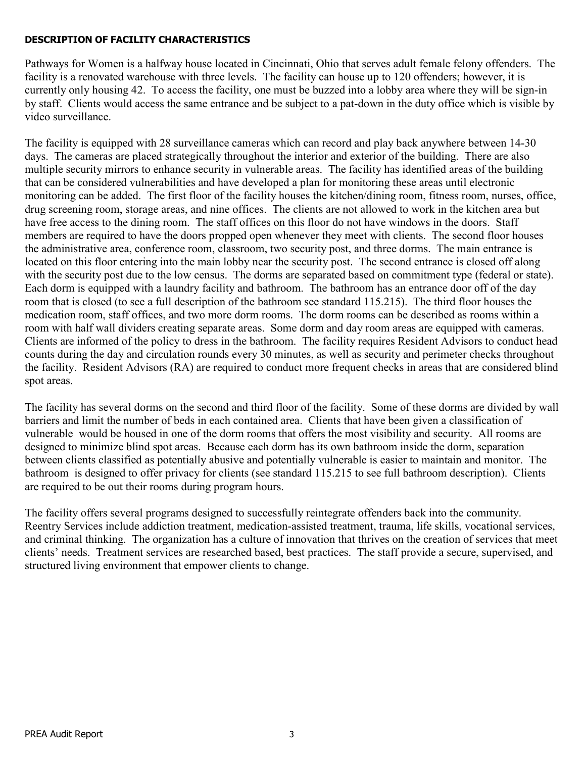**DESCRIPTION OF FACILITY CHARACTERISTICS**

Pathways for Women is a halfway house located in Cincinnati, Ohio that serves adult female felony offenders. The facility is a renovated warehouse with three levels. The facility can house up to 120 offenders; however, it is currently only housing 42. To access the facility, one must be buzzed into a lobby area where they will be sign-in by staff. Clients would access the same entrance and be subject to a pat-down in the duty office which is visible by video surveillance.

The facility is equipped with 28 surveillance cameras which can record and play back anywhere between 14-30 days. The cameras are placed strategically throughout the interior and exterior of the building. There are also multiple security mirrors to enhance security in vulnerable areas. The facility has identified areas of the building that can be considered vulnerabilities and have developed a plan for monitoring these areas until electronic monitoring can be added. The first floor of the facility houses the kitchen/dining room, fitness room, nurses, office, drug screening room, storage areas, and nine offices. The clients are not allowed to work in the kitchen area but have free access to the dining room. The staff offices on this floor do not have windows in the doors. Staff members are required to have the doors propped open whenever they meet with clients. The second floor houses the administrative area, conference room, classroom, two security post, and three dorms. The main entrance is located on this floor entering into the main lobby near the security post. The second entrance is closed off along with the security post due to the low census. The dorms are separated based on commitment type (federal or state). Each dorm is equipped with a laundry facility and bathroom. The bathroom has an entrance door off of the day room that is closed (to see a full description of the bathroom see standard 115.215). The third floor houses the medication room, staff offices, and two more dorm rooms. The dorm rooms can be described as rooms within a room with half wall dividers creating separate areas. Some dorm and day room areas are equipped with cameras. Clients are informed of the policy to dress in the bathroom. The facility requires Resident Advisors to conduct head counts during the day and circulation rounds every 30 minutes, as well as security and perimeter checks throughout the facility. Resident Advisors (RA) are required to conduct more frequent checks in areas that are considered blind spot areas.

The facility has several dorms on the second and third floor of the facility. Some of these dorms are divided by wall barriers and limit the number of beds in each contained area. Clients that have been given a classification of vulnerable would be housed in one of the dorm rooms that offers the most visibility and security. All rooms are designed to minimize blind spot areas. Because each dorm has its own bathroom inside the dorm, separation between clients classified as potentially abusive and potentially vulnerable is easier to maintain and monitor. The bathroom is designed to offer privacy for clients (see standard 115.215 to see full bathroom description). Clients are required to be out their rooms during program hours.

The facility offers several programs designed to successfully reintegrate offenders back into the community. Reentry Services include addiction treatment, medication-assisted treatment, trauma, life skills, vocational services, and criminal thinking. The organization has a culture of innovation that thrives on the creation of services that meet clients' needs. Treatment services are researched based, best practices. The staff provide a secure, supervised, and structured living environment that empower clients to change.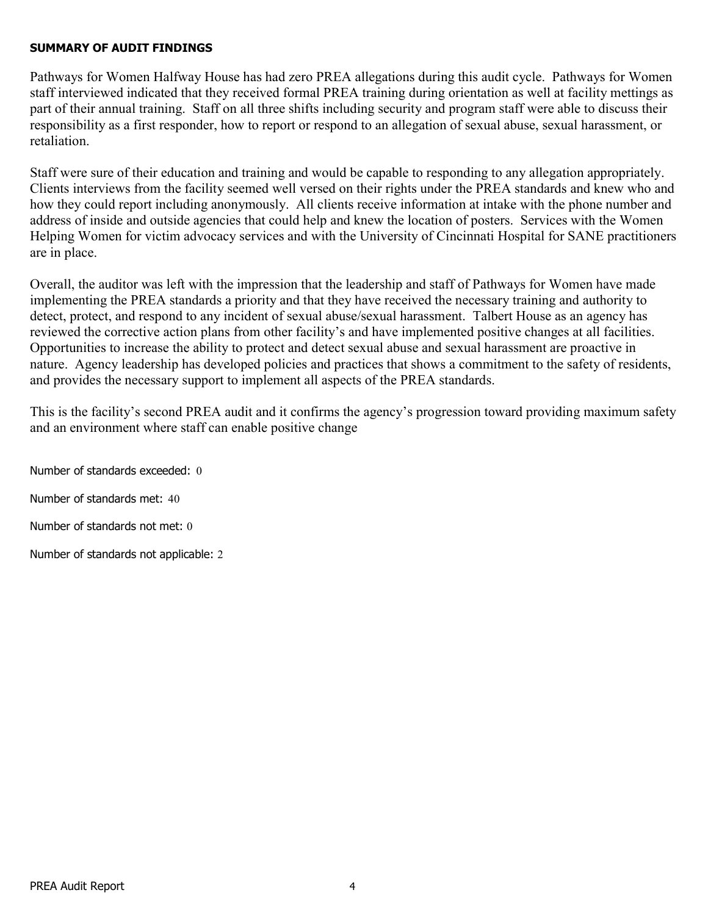**SUMMARY OF AUDIT FINDINGS**

Pathways for Women Halfway House has had zero PREA allegations during this audit cycle. Pathways for Women staff interviewed indicated that they received formal PREA training during orientation as well at facility mettings as part of their annual training. Staff on all three shifts including security and program staff were able to discuss their responsibility as a first responder, how to report or respond to an allegation of sexual abuse, sexual harassment, or retaliation.

Staff were sure of their education and training and would be capable to responding to any allegation appropriately. Clients interviews from the facility seemed well versed on their rights under the PREA standards and knew who and how they could report including anonymously. All clients receive information at intake with the phone number and address of inside and outside agencies that could help and knew the location of posters. Services with the Women Helping Women for victim advocacy services and with the University of Cincinnati Hospital for SANE practitioners are in place.

Overall, the auditor was left with the impression that the leadership and staff of Pathways for Women have made implementing the PREA standards a priority and that they have received the necessary training and authority to detect, protect, and respond to any incident of sexual abuse/sexual harassment. Talbert House as an agency has reviewed the corrective action plans from other facility's and have implemented positive changes at all facilities. Opportunities to increase the ability to protect and detect sexual abuse and sexual harassment are proactive in nature. Agency leadership has developed policies and practices that shows a commitment to the safety of residents, and provides the necessary support to implement all aspects of the PREA standards.

This is the facility's second PREA audit and it confirms the agency's progression toward providing maximum safety and an environment where staff can enable positive change

Number of standards exceeded: 0

Number of standards met: 40

Number of standards not met: 0

Number of standards not applicable: 2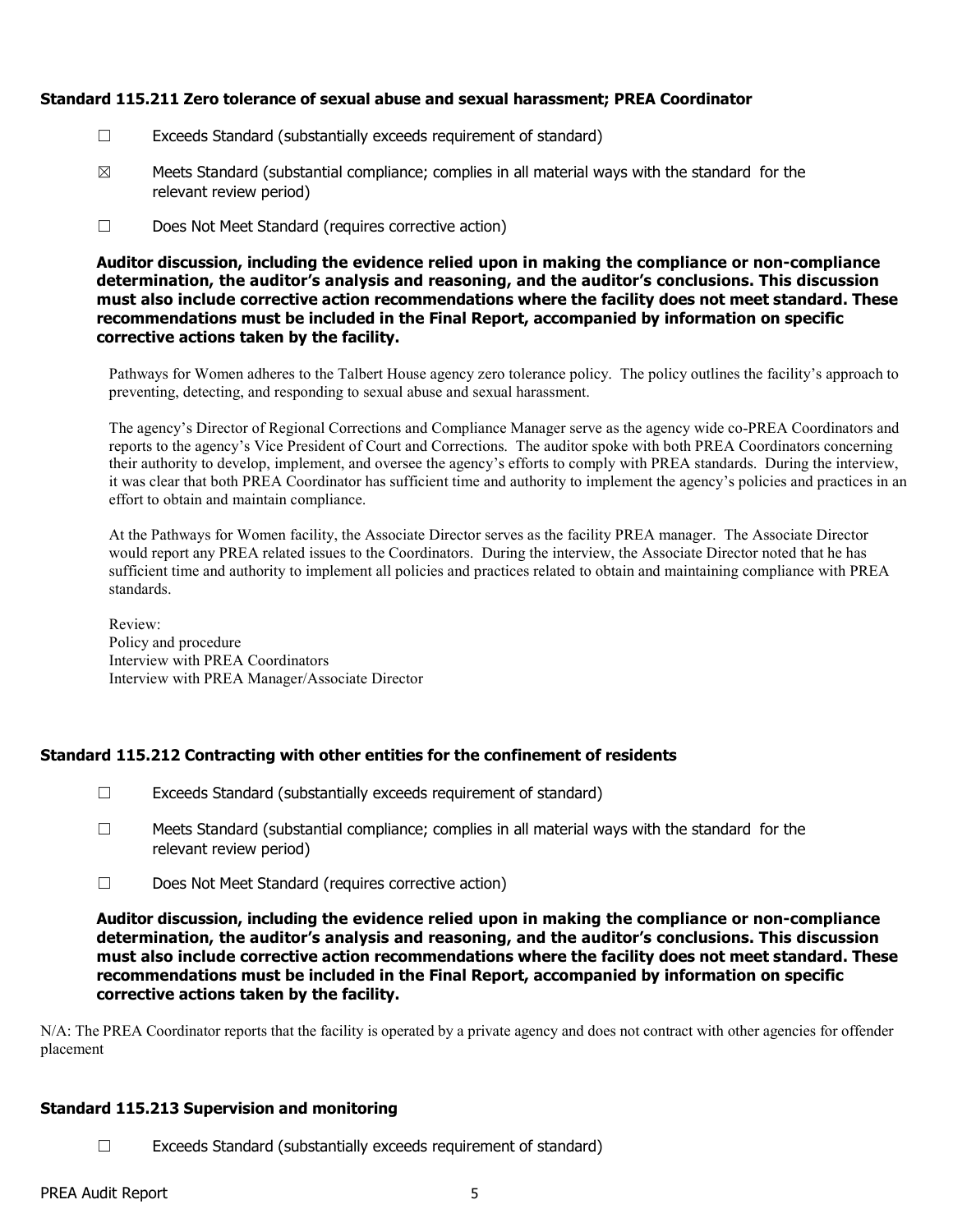### Standard 115.211 Zero tolerance of sexual abuse and sexual harassment; PREA Coordinator

☐ Exceeds Standard (substantially exceeds requirement of standard)

☒ Meets Standard (substantial compliance; complies in all material ways with the standard for the relevant review period)

☐ Does Not Meet Standard (requires corrective action)

**Auditor discussion, including the evidence relied upon in making the compliance or non-compliance determination, the auditor's analysis and reasoning, and the auditor's conclusions. This discussion must also include corrective action recommendations where the facility does not meet standard. These recommendations must be included in the Final Report, accompanied by information on specific corrective actions taken by the facility.**

Pathways for Women adheres to the Talbert House agency zero tolerance policy. The policy outlines the facility's approach to preventing, detecting, and responding to sexual abuse and sexual harassment.

The agency's Director of Regional Corrections and Compliance Manager serve as the agency wide co-PREA Coordinators and reports to the agency's Vice President of Court and Corrections. The auditor spoke with both PREA Coordinators concerning their authority to develop, implement, and oversee the agency's efforts to comply with PREA standards. During the interview, it was clear that both PREA Coordinator has sufficient time and authority to implement the agency's policies and practices in an effort to obtain and maintain compliance.

At the Pathways for Women facility, the Associate Director serves as the facility PREA manager. The Associate Director would report any PREA related issues to the Coordinators. During the interview, the Associate Director noted that he has sufficient time and authority to implement all policies and practices related to obtain and maintaining compliance with PREA standards.

Review:
Policy and procedure
Interview with PREA Coordinators
Interview with PREA Manager/Associate Director

### Standard 115.212 Contracting with other entities for the confinement of residents

☐ Exceeds Standard (substantially exceeds requirement of standard)

☐ Meets Standard (substantial compliance; complies in all material ways with the standard for the relevant review period)

☐ Does Not Meet Standard (requires corrective action)

**Auditor discussion, including the evidence relied upon in making the compliance or non-compliance determination, the auditor's analysis and reasoning, and the auditor's conclusions. This discussion must also include corrective action recommendations where the facility does not meet standard. These recommendations must be included in the Final Report, accompanied by information on specific corrective actions taken by the facility.**

N/A: The PREA Coordinator reports that the facility is operated by a private agency and does not contract with other agencies for offender placement

### Standard 115.213 Supervision and monitoring

☐ Exceeds Standard (substantially exceeds requirement of standard)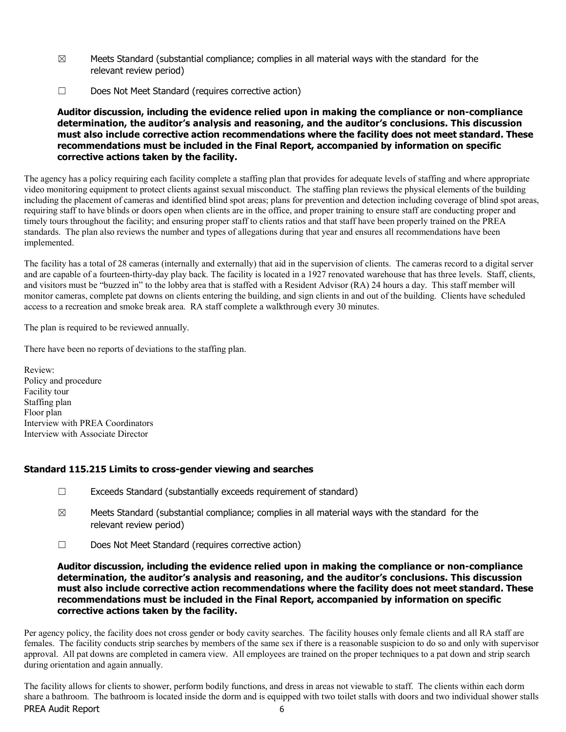☒ Meets Standard (substantial compliance; complies in all material ways with the standard for the relevant review period)

☐ Does Not Meet Standard (requires corrective action)

**Auditor discussion, including the evidence relied upon in making the compliance or non-compliance determination, the auditor's analysis and reasoning, and the auditor's conclusions. This discussion must also include corrective action recommendations where the facility does not meet standard. These recommendations must be included in the Final Report, accompanied by information on specific corrective actions taken by the facility.**

The agency has a policy requiring each facility complete a staffing plan that provides for adequate levels of staffing and where appropriate video monitoring equipment to protect clients against sexual misconduct. The staffing plan reviews the physical elements of the building including the placement of cameras and identified blind spot areas; plans for prevention and detection including coverage of blind spot areas, requiring staff to have blinds or doors open when clients are in the office, and proper training to ensure staff are conducting proper and timely tours throughout the facility; and ensuring proper staff to clients ratios and that staff have been properly trained on the PREA standards. The plan also reviews the number and types of allegations during that year and ensures all recommendations have been implemented.

The facility has a total of 28 cameras (internally and externally) that aid in the supervision of clients. The cameras record to a digital server and are capable of a fourteen-thirty-day play back. The facility is located in a 1927 renovated warehouse that has three levels. Staff, clients, and visitors must be "buzzed in" to the lobby area that is staffed with a Resident Advisor (RA) 24 hours a day. This staff member will monitor cameras, complete pat downs on clients entering the building, and sign clients in and out of the building. Clients have scheduled access to a recreation and smoke break area. RA staff complete a walkthrough every 30 minutes.

The plan is required to be reviewed annually.

There have been no reports of deviations to the staffing plan.

Review:
Policy and procedure
Facility tour
Staffing plan
Floor plan
Interview with PREA Coordinators
Interview with Associate Director

### Standard 115.215 Limits to cross-gender viewing and searches

☐ Exceeds Standard (substantially exceeds requirement of standard)

☒ Meets Standard (substantial compliance; complies in all material ways with the standard for the relevant review period)

☐ Does Not Meet Standard (requires corrective action)

**Auditor discussion, including the evidence relied upon in making the compliance or non-compliance determination, the auditor's analysis and reasoning, and the auditor's conclusions. This discussion must also include corrective action recommendations where the facility does not meet standard. These recommendations must be included in the Final Report, accompanied by information on specific corrective actions taken by the facility.**

Per agency policy, the facility does not cross gender or body cavity searches. The facility houses only female clients and all RA staff are females. The facility conducts strip searches by members of the same sex if there is a reasonable suspicion to do so and only with supervisor approval. All pat downs are completed in camera view. All employees are trained on the proper techniques to a pat down and strip search during orientation and again annually.

The facility allows for clients to shower, perform bodily functions, and dress in areas not viewable to staff. The clients within each dorm share a bathroom. The bathroom is located inside the dorm and is equipped with two toilet stalls with doors and two individual shower stalls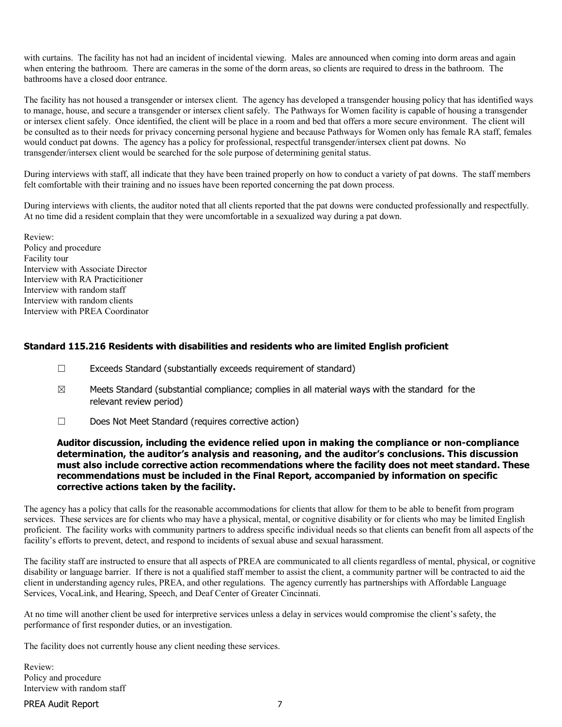with curtains. The facility has not had an incident of incidental viewing. Males are announced when coming into dorm areas and again when entering the bathroom. There are cameras in the some of the dorm areas, so clients are required to dress in the bathroom. The bathrooms have a closed door entrance.

The facility has not housed a transgender or intersex client. The agency has developed a transgender housing policy that has identified ways to manage, house, and secure a transgender or intersex client safely. The Pathways for Women facility is capable of housing a transgender or intersex client safely. Once identified, the client will be place in a room and bed that offers a more secure environment. The client will be consulted as to their needs for privacy concerning personal hygiene and because Pathways for Women only has female RA staff, females would conduct pat downs. The agency has a policy for professional, respectful transgender/intersex client pat downs. No transgender/intersex client would be searched for the sole purpose of determining genital status.

During interviews with staff, all indicate that they have been trained properly on how to conduct a variety of pat downs. The staff members felt comfortable with their training and no issues have been reported concerning the pat down process.

During interviews with clients, the auditor noted that all clients reported that the pat downs were conducted professionally and respectfully. At no time did a resident complain that they were uncomfortable in a sexualized way during a pat down.

Review:
Policy and procedure
Facility tour
Interview with Associate Director
Interview with RA Practicitioner
Interview with random staff
Interview with random clients
Interview with PREA Coordinator

### Standard 115.216 Residents with disabilities and residents who are limited English proficient

☐ Exceeds Standard (substantially exceeds requirement of standard)

☒ Meets Standard (substantial compliance; complies in all material ways with the standard for the relevant review period)

☐ Does Not Meet Standard (requires corrective action)

**Auditor discussion, including the evidence relied upon in making the compliance or non-compliance determination, the auditor's analysis and reasoning, and the auditor's conclusions. This discussion must also include corrective action recommendations where the facility does not meet standard. These recommendations must be included in the Final Report, accompanied by information on specific corrective actions taken by the facility.**

The agency has a policy that calls for the reasonable accommodations for clients that allow for them to be able to benefit from program services. These services are for clients who may have a physical, mental, or cognitive disability or for clients who may be limited English proficient. The facility works with community partners to address specific individual needs so that clients can benefit from all aspects of the facility's efforts to prevent, detect, and respond to incidents of sexual abuse and sexual harassment.

The facility staff are instructed to ensure that all aspects of PREA are communicated to all clients regardless of mental, physical, or cognitive disability or language barrier. If there is not a qualified staff member to assist the client, a community partner will be contracted to aid the client in understanding agency rules, PREA, and other regulations. The agency currently has partnerships with Affordable Language Services, VocaLink, and Hearing, Speech, and Deaf Center of Greater Cincinnati.

At no time will another client be used for interpretive services unless a delay in services would compromise the client's safety, the performance of first responder duties, or an investigation.

The facility does not currently house any client needing these services.

Review:
Policy and procedure
Interview with random staff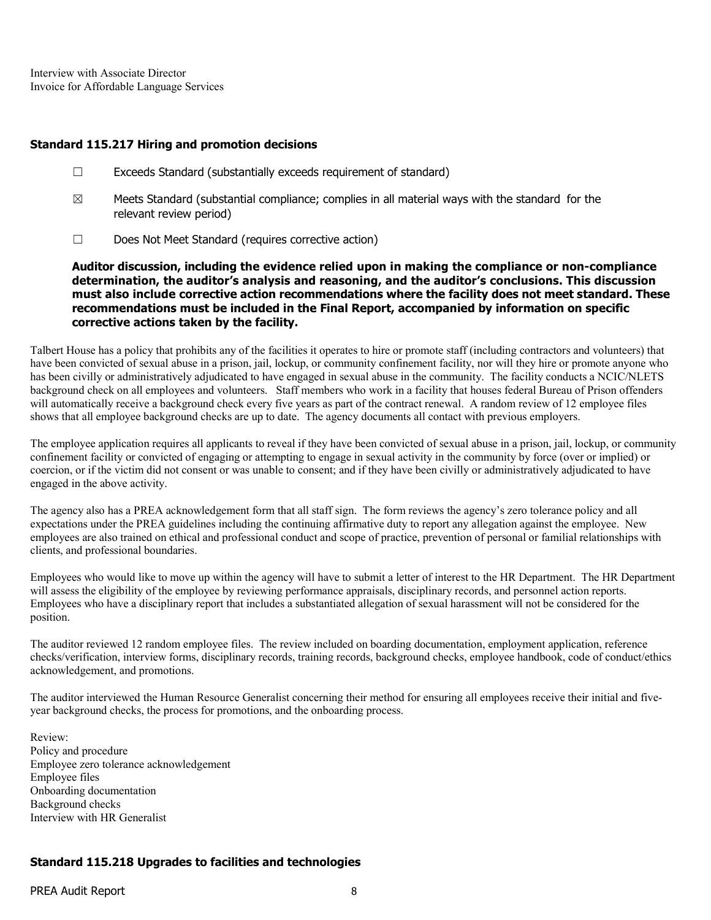Interview with Associate Director
Invoice for Affordable Language Services

### Standard 115.217 Hiring and promotion decisions

☐ Exceeds Standard (substantially exceeds requirement of standard)

☒ Meets Standard (substantial compliance; complies in all material ways with the standard for the relevant review period)

☐ Does Not Meet Standard (requires corrective action)

**Auditor discussion, including the evidence relied upon in making the compliance or non-compliance determination, the auditor's analysis and reasoning, and the auditor's conclusions. This discussion must also include corrective action recommendations where the facility does not meet standard. These recommendations must be included in the Final Report, accompanied by information on specific corrective actions taken by the facility.**

Talbert House has a policy that prohibits any of the facilities it operates to hire or promote staff (including contractors and volunteers) that have been convicted of sexual abuse in a prison, jail, lockup, or community confinement facility, nor will they hire or promote anyone who has been civilly or administratively adjudicated to have engaged in sexual abuse in the community. The facility conducts a NCIC/NLETS background check on all employees and volunteers. Staff members who work in a facility that houses federal Bureau of Prison offenders will automatically receive a background check every five years as part of the contract renewal. A random review of 12 employee files shows that all employee background checks are up to date. The agency documents all contact with previous employers.

The employee application requires all applicants to reveal if they have been convicted of sexual abuse in a prison, jail, lockup, or community confinement facility or convicted of engaging or attempting to engage in sexual activity in the community by force (over or implied) or coercion, or if the victim did not consent or was unable to consent; and if they have been civilly or administratively adjudicated to have engaged in the above activity.

The agency also has a PREA acknowledgement form that all staff sign. The form reviews the agency's zero tolerance policy and all expectations under the PREA guidelines including the continuing affirmative duty to report any allegation against the employee. New employees are also trained on ethical and professional conduct and scope of practice, prevention of personal or familial relationships with clients, and professional boundaries.

Employees who would like to move up within the agency will have to submit a letter of interest to the HR Department. The HR Department will assess the eligibility of the employee by reviewing performance appraisals, disciplinary records, and personnel action reports. Employees who have a disciplinary report that includes a substantiated allegation of sexual harassment will not be considered for the position.

The auditor reviewed 12 random employee files. The review included on boarding documentation, employment application, reference checks/verification, interview forms, disciplinary records, training records, background checks, employee handbook, code of conduct/ethics acknowledgement, and promotions.

The auditor interviewed the Human Resource Generalist concerning their method for ensuring all employees receive their initial and five-year background checks, the process for promotions, and the onboarding process.

Review:
Policy and procedure
Employee zero tolerance acknowledgement
Employee files
Onboarding documentation
Background checks
Interview with HR Generalist

### Standard 115.218 Upgrades to facilities and technologies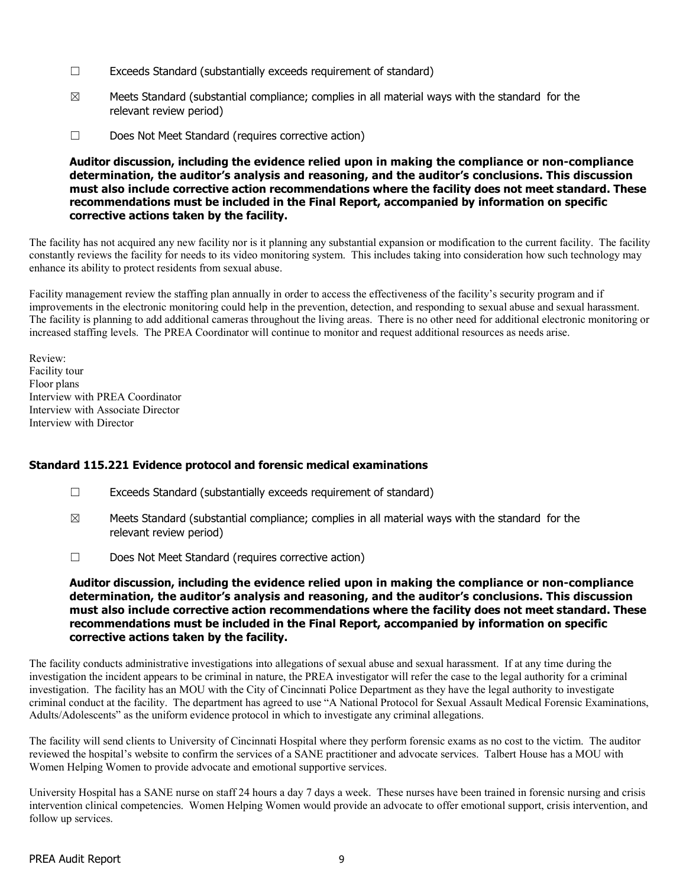☐ Exceeds Standard (substantially exceeds requirement of standard)

☒ Meets Standard (substantial compliance; complies in all material ways with the standard for the relevant review period)

☐ Does Not Meet Standard (requires corrective action)

**Auditor discussion, including the evidence relied upon in making the compliance or non-compliance determination, the auditor's analysis and reasoning, and the auditor's conclusions. This discussion must also include corrective action recommendations where the facility does not meet standard. These recommendations must be included in the Final Report, accompanied by information on specific corrective actions taken by the facility.**

The facility has not acquired any new facility nor is it planning any substantial expansion or modification to the current facility. The facility constantly reviews the facility for needs to its video monitoring system. This includes taking into consideration how such technology may enhance its ability to protect residents from sexual abuse.

Facility management review the staffing plan annually in order to access the effectiveness of the facility's security program and if improvements in the electronic monitoring could help in the prevention, detection, and responding to sexual abuse and sexual harassment. The facility is planning to add additional cameras throughout the living areas. There is no other need for additional electronic monitoring or increased staffing levels. The PREA Coordinator will continue to monitor and request additional resources as needs arise.

Review:
Facility tour
Floor plans
Interview with PREA Coordinator
Interview with Associate Director
Interview with Director

### Standard 115.221 Evidence protocol and forensic medical examinations

☐ Exceeds Standard (substantially exceeds requirement of standard)

☒ Meets Standard (substantial compliance; complies in all material ways with the standard for the relevant review period)

☐ Does Not Meet Standard (requires corrective action)

**Auditor discussion, including the evidence relied upon in making the compliance or non-compliance determination, the auditor's analysis and reasoning, and the auditor's conclusions. This discussion must also include corrective action recommendations where the facility does not meet standard. These recommendations must be included in the Final Report, accompanied by information on specific corrective actions taken by the facility.**

The facility conducts administrative investigations into allegations of sexual abuse and sexual harassment. If at any time during the investigation the incident appears to be criminal in nature, the PREA investigator will refer the case to the legal authority for a criminal investigation. The facility has an MOU with the City of Cincinnati Police Department as they have the legal authority to investigate criminal conduct at the facility. The department has agreed to use "A National Protocol for Sexual Assault Medical Forensic Examinations, Adults/Adolescents" as the uniform evidence protocol in which to investigate any criminal allegations.

The facility will send clients to University of Cincinnati Hospital where they perform forensic exams as no cost to the victim. The auditor reviewed the hospital's website to confirm the services of a SANE practitioner and advocate services. Talbert House has a MOU with Women Helping Women to provide advocate and emotional supportive services.

University Hospital has a SANE nurse on staff 24 hours a day 7 days a week. These nurses have been trained in forensic nursing and crisis intervention clinical competencies. Women Helping Women would provide an advocate to offer emotional support, crisis intervention, and follow up services.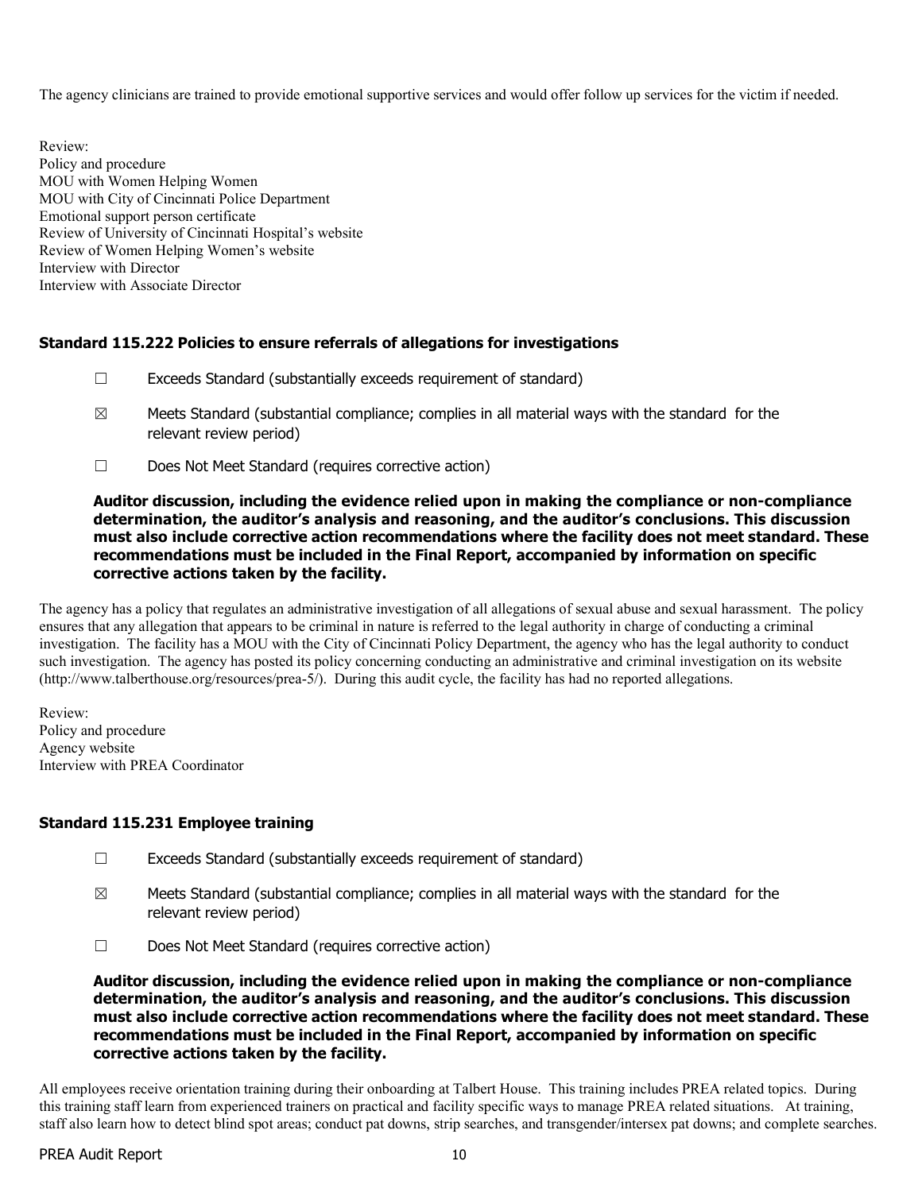The agency clinicians are trained to provide emotional supportive services and would offer follow up services for the victim if needed.

Review:
Policy and procedure
MOU with Women Helping Women
MOU with City of Cincinnati Police Department
Emotional support person certificate
Review of University of Cincinnati Hospital's website
Review of Women Helping Women's website
Interview with Director
Interview with Associate Director

### Standard 115.222 Policies to ensure referrals of allegations for investigations

☐ Exceeds Standard (substantially exceeds requirement of standard)

☒ Meets Standard (substantial compliance; complies in all material ways with the standard for the relevant review period)

☐ Does Not Meet Standard (requires corrective action)

**Auditor discussion, including the evidence relied upon in making the compliance or non-compliance determination, the auditor's analysis and reasoning, and the auditor's conclusions. This discussion must also include corrective action recommendations where the facility does not meet standard. These recommendations must be included in the Final Report, accompanied by information on specific corrective actions taken by the facility.**

The agency has a policy that regulates an administrative investigation of all allegations of sexual abuse and sexual harassment. The policy ensures that any allegation that appears to be criminal in nature is referred to the legal authority in charge of conducting a criminal investigation. The facility has a MOU with the City of Cincinnati Policy Department, the agency who has the legal authority to conduct such investigation. The agency has posted its policy concerning conducting an administrative and criminal investigation on its website (http://www.talberthouse.org/resources/prea-5/). During this audit cycle, the facility has had no reported allegations.

Review:
Policy and procedure
Agency website
Interview with PREA Coordinator

### Standard 115.231 Employee training

☐ Exceeds Standard (substantially exceeds requirement of standard)

☒ Meets Standard (substantial compliance; complies in all material ways with the standard for the relevant review period)

☐ Does Not Meet Standard (requires corrective action)

**Auditor discussion, including the evidence relied upon in making the compliance or non-compliance determination, the auditor's analysis and reasoning, and the auditor's conclusions. This discussion must also include corrective action recommendations where the facility does not meet standard. These recommendations must be included in the Final Report, accompanied by information on specific corrective actions taken by the facility.**

All employees receive orientation training during their onboarding at Talbert House. This training includes PREA related topics. During this training staff learn from experienced trainers on practical and facility specific ways to manage PREA related situations. At training, staff also learn how to detect blind spot areas; conduct pat downs, strip searches, and transgender/intersex pat downs; and complete searches.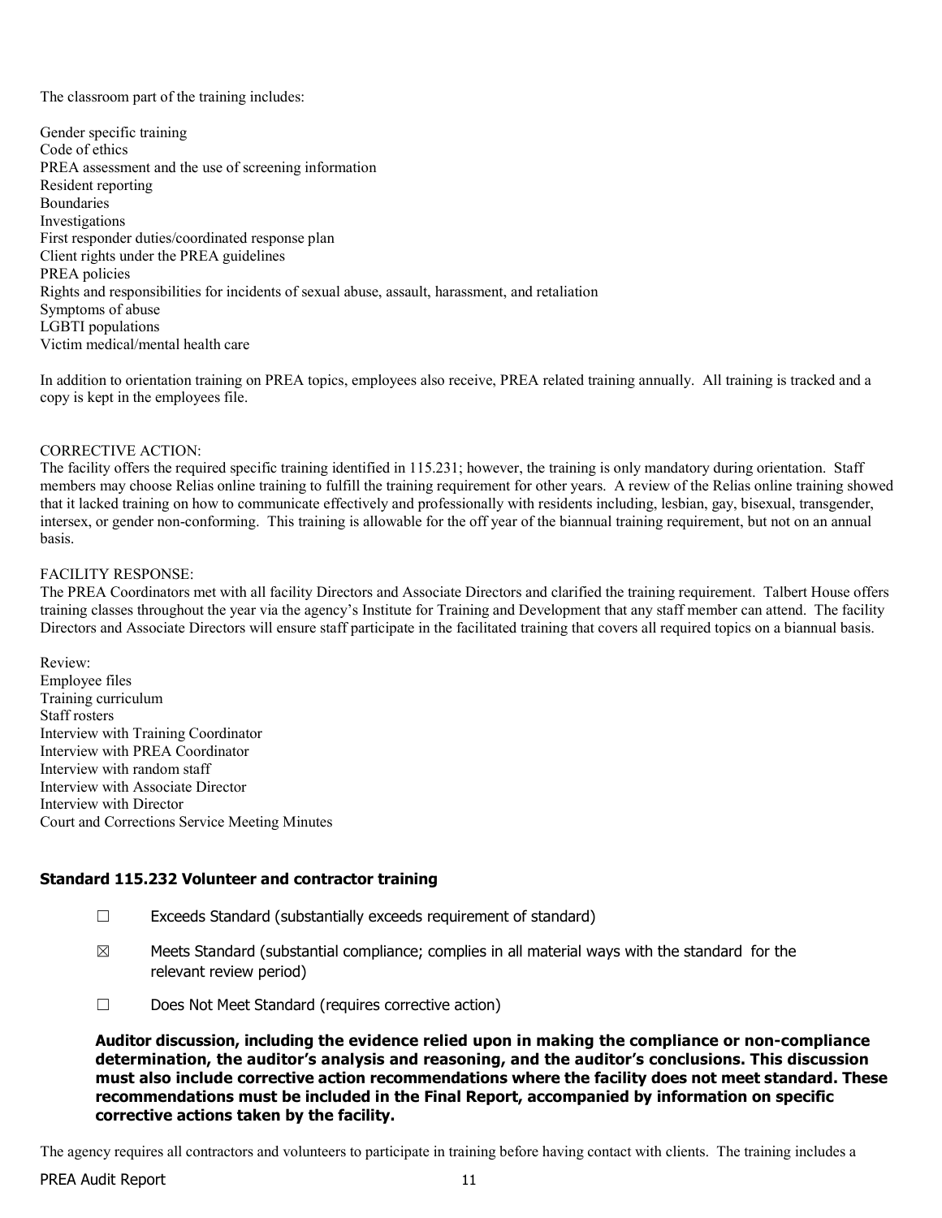The classroom part of the training includes:

Gender specific training
Code of ethics
PREA assessment and the use of screening information
Resident reporting
Boundaries
Investigations
First responder duties/coordinated response plan
Client rights under the PREA guidelines
PREA policies
Rights and responsibilities for incidents of sexual abuse, assault, harassment, and retaliation
Symptoms of abuse
LGBTI populations
Victim medical/mental health care

In addition to orientation training on PREA topics, employees also receive, PREA related training annually. All training is tracked and a copy is kept in the employees file.

CORRECTIVE ACTION:
The facility offers the required specific training identified in 115.231; however, the training is only mandatory during orientation. Staff members may choose Relias online training to fulfill the training requirement for other years. A review of the Relias online training showed that it lacked training on how to communicate effectively and professionally with residents including, lesbian, gay, bisexual, transgender, intersex, or gender non-conforming. This training is allowable for the off year of the biannual training requirement, but not on an annual basis.

FACILITY RESPONSE:
The PREA Coordinators met with all facility Directors and Associate Directors and clarified the training requirement. Talbert House offers training classes throughout the year via the agency's Institute for Training and Development that any staff member can attend. The facility Directors and Associate Directors will ensure staff participate in the facilitated training that covers all required topics on a biannual basis.

Review:
Employee files
Training curriculum
Staff rosters
Interview with Training Coordinator
Interview with PREA Coordinator
Interview with random staff
Interview with Associate Director
Interview with Director
Court and Corrections Service Meeting Minutes

### Standard 115.232 Volunteer and contractor training

☐ Exceeds Standard (substantially exceeds requirement of standard)

☒ Meets Standard (substantial compliance; complies in all material ways with the standard for the relevant review period)

☐ Does Not Meet Standard (requires corrective action)

**Auditor discussion, including the evidence relied upon in making the compliance or non-compliance determination, the auditor's analysis and reasoning, and the auditor's conclusions. This discussion must also include corrective action recommendations where the facility does not meet standard. These recommendations must be included in the Final Report, accompanied by information on specific corrective actions taken by the facility.**

The agency requires all contractors and volunteers to participate in training before having contact with clients. The training includes a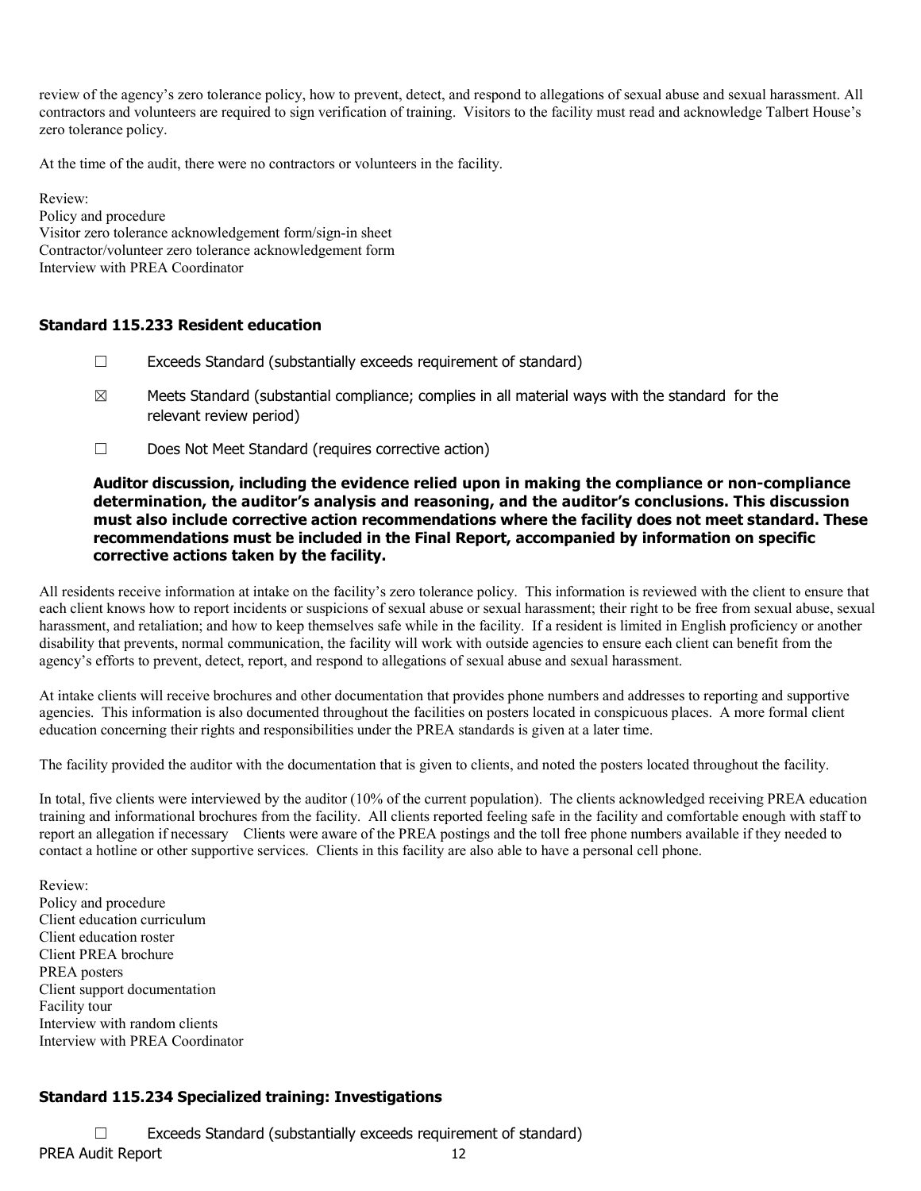review of the agency's zero tolerance policy, how to prevent, detect, and respond to allegations of sexual abuse and sexual harassment. All contractors and volunteers are required to sign verification of training. Visitors to the facility must read and acknowledge Talbert House's zero tolerance policy.

At the time of the audit, there were no contractors or volunteers in the facility.

Review:
Policy and procedure
Visitor zero tolerance acknowledgement form/sign-in sheet
Contractor/volunteer zero tolerance acknowledgement form
Interview with PREA Coordinator

### Standard 115.233 Resident education

☐ Exceeds Standard (substantially exceeds requirement of standard)

☒ Meets Standard (substantial compliance; complies in all material ways with the standard for the relevant review period)

☐ Does Not Meet Standard (requires corrective action)

**Auditor discussion, including the evidence relied upon in making the compliance or non-compliance determination, the auditor's analysis and reasoning, and the auditor's conclusions. This discussion must also include corrective action recommendations where the facility does not meet standard. These recommendations must be included in the Final Report, accompanied by information on specific corrective actions taken by the facility.**

All residents receive information at intake on the facility's zero tolerance policy. This information is reviewed with the client to ensure that each client knows how to report incidents or suspicions of sexual abuse or sexual harassment; their right to be free from sexual abuse, sexual harassment, and retaliation; and how to keep themselves safe while in the facility. If a resident is limited in English proficiency or another disability that prevents, normal communication, the facility will work with outside agencies to ensure each client can benefit from the agency's efforts to prevent, detect, report, and respond to allegations of sexual abuse and sexual harassment.

At intake clients will receive brochures and other documentation that provides phone numbers and addresses to reporting and supportive agencies. This information is also documented throughout the facilities on posters located in conspicuous places. A more formal client education concerning their rights and responsibilities under the PREA standards is given at a later time.

The facility provided the auditor with the documentation that is given to clients, and noted the posters located throughout the facility.

In total, five clients were interviewed by the auditor (10% of the current population). The clients acknowledged receiving PREA education training and informational brochures from the facility. All clients reported feeling safe in the facility and comfortable enough with staff to report an allegation if necessary Clients were aware of the PREA postings and the toll free phone numbers available if they needed to contact a hotline or other supportive services. Clients in this facility are also able to have a personal cell phone.

Review:
Policy and procedure
Client education curriculum
Client education roster
Client PREA brochure
PREA posters
Client support documentation
Facility tour
Interview with random clients
Interview with PREA Coordinator

### Standard 115.234 Specialized training: Investigations

☐ Exceeds Standard (substantially exceeds requirement of standard)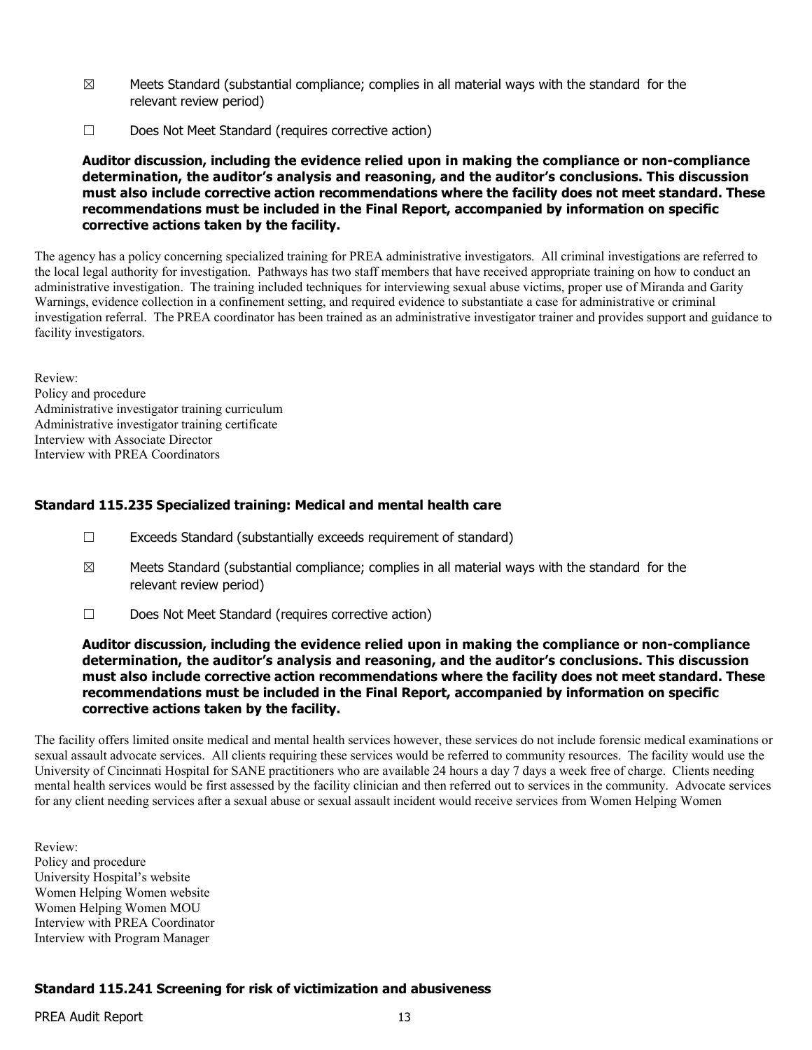☒ Meets Standard (substantial compliance; complies in all material ways with the standard for the relevant review period)

☐ Does Not Meet Standard (requires corrective action)

**Auditor discussion, including the evidence relied upon in making the compliance or non-compliance determination, the auditor's analysis and reasoning, and the auditor's conclusions. This discussion must also include corrective action recommendations where the facility does not meet standard. These recommendations must be included in the Final Report, accompanied by information on specific corrective actions taken by the facility.**

The agency has a policy concerning specialized training for PREA administrative investigators. All criminal investigations are referred to the local legal authority for investigation. Pathways has two staff members that have received appropriate training on how to conduct an administrative investigation. The training included techniques for interviewing sexual abuse victims, proper use of Miranda and Garity Warnings, evidence collection in a confinement setting, and required evidence to substantiate a case for administrative or criminal investigation referral. The PREA coordinator has been trained as an administrative investigator trainer and provides support and guidance to facility investigators.

Review:
Policy and procedure
Administrative investigator training curriculum
Administrative investigator training certificate
Interview with Associate Director
Interview with PREA Coordinators

### Standard 115.235 Specialized training: Medical and mental health care

☐ Exceeds Standard (substantially exceeds requirement of standard)

☒ Meets Standard (substantial compliance; complies in all material ways with the standard for the relevant review period)

☐ Does Not Meet Standard (requires corrective action)

**Auditor discussion, including the evidence relied upon in making the compliance or non-compliance determination, the auditor's analysis and reasoning, and the auditor's conclusions. This discussion must also include corrective action recommendations where the facility does not meet standard. These recommendations must be included in the Final Report, accompanied by information on specific corrective actions taken by the facility.**

The facility offers limited onsite medical and mental health services however, these services do not include forensic medical examinations or sexual assault advocate services. All clients requiring these services would be referred to community resources. The facility would use the University of Cincinnati Hospital for SANE practitioners who are available 24 hours a day 7 days a week free of charge. Clients needing mental health services would be first assessed by the facility clinician and then referred out to services in the community. Advocate services for any client needing services after a sexual abuse or sexual assault incident would receive services from Women Helping Women

Review:
Policy and procedure
University Hospital's website
Women Helping Women website
Women Helping Women MOU
Interview with PREA Coordinator
Interview with Program Manager

### Standard 115.241 Screening for risk of victimization and abusiveness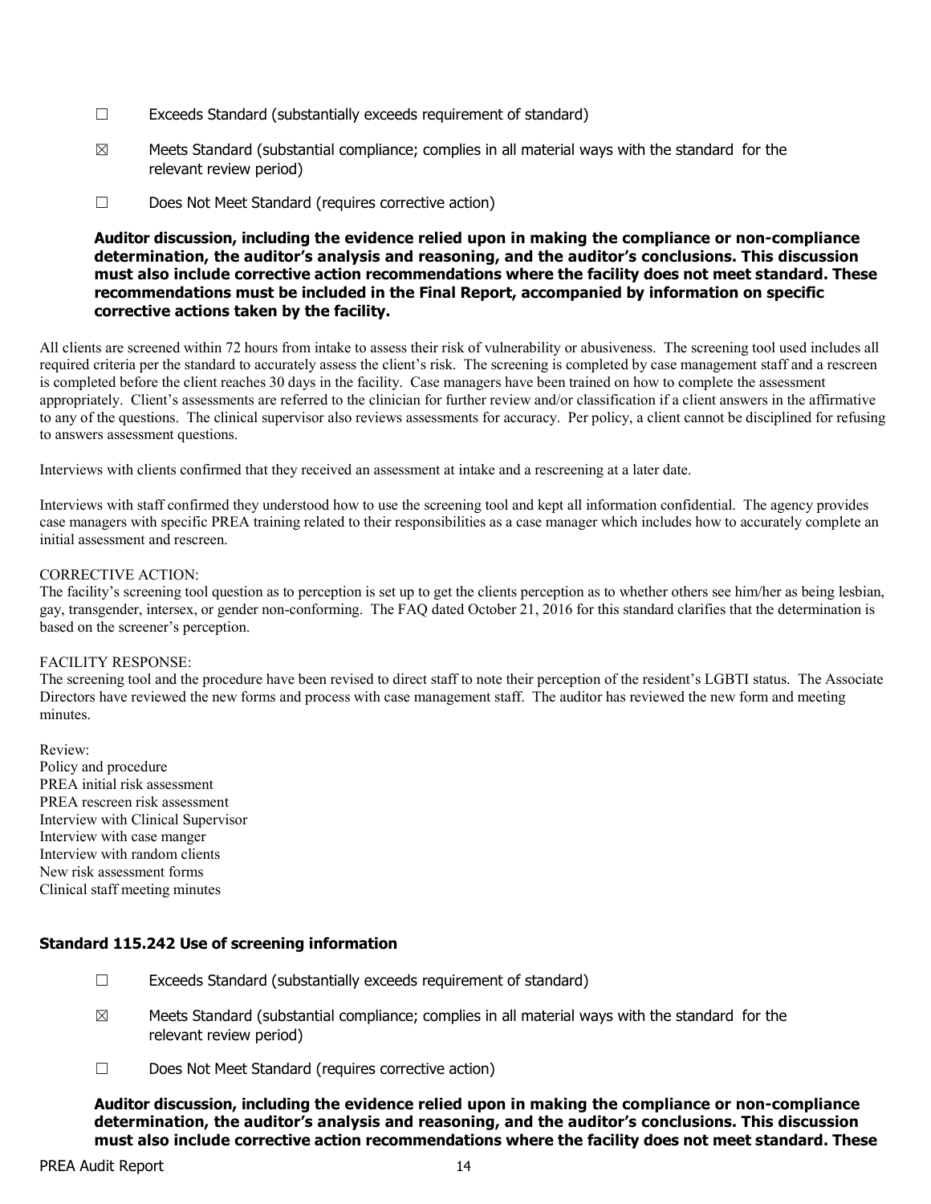☐ Exceeds Standard (substantially exceeds requirement of standard)

☒ Meets Standard (substantial compliance; complies in all material ways with the standard for the relevant review period)

☐ Does Not Meet Standard (requires corrective action)

**Auditor discussion, including the evidence relied upon in making the compliance or non-compliance determination, the auditor's analysis and reasoning, and the auditor's conclusions. This discussion must also include corrective action recommendations where the facility does not meet standard. These recommendations must be included in the Final Report, accompanied by information on specific corrective actions taken by the facility.**

All clients are screened within 72 hours from intake to assess their risk of vulnerability or abusiveness. The screening tool used includes all required criteria per the standard to accurately assess the client's risk. The screening is completed by case management staff and a rescreen is completed before the client reaches 30 days in the facility. Case managers have been trained on how to complete the assessment appropriately. Client's assessments are referred to the clinician for further review and/or classification if a client answers in the affirmative to any of the questions. The clinical supervisor also reviews assessments for accuracy. Per policy, a client cannot be disciplined for refusing to answers assessment questions.

Interviews with clients confirmed that they received an assessment at intake and a rescreening at a later date.

Interviews with staff confirmed they understood how to use the screening tool and kept all information confidential. The agency provides case managers with specific PREA training related to their responsibilities as a case manager which includes how to accurately complete an initial assessment and rescreen.

CORRECTIVE ACTION:
The facility's screening tool question as to perception is set up to get the clients perception as to whether others see him/her as being lesbian, gay, transgender, intersex, or gender non-conforming. The FAQ dated October 21, 2016 for this standard clarifies that the determination is based on the screener's perception.

FACILITY RESPONSE:
The screening tool and the procedure have been revised to direct staff to note their perception of the resident's LGBTI status. The Associate Directors have reviewed the new forms and process with case management staff. The auditor has reviewed the new form and meeting minutes.

Review:
Policy and procedure
PREA initial risk assessment
PREA rescreen risk assessment
Interview with Clinical Supervisor
Interview with case manger
Interview with random clients
New risk assessment forms
Clinical staff meeting minutes

### Standard 115.242 Use of screening information

☐ Exceeds Standard (substantially exceeds requirement of standard)

☒ Meets Standard (substantial compliance; complies in all material ways with the standard for the relevant review period)

☐ Does Not Meet Standard (requires corrective action)

**Auditor discussion, including the evidence relied upon in making the compliance or non-compliance determination, the auditor's analysis and reasoning, and the auditor's conclusions. This discussion must also include corrective action recommendations where the facility does not meet standard. These**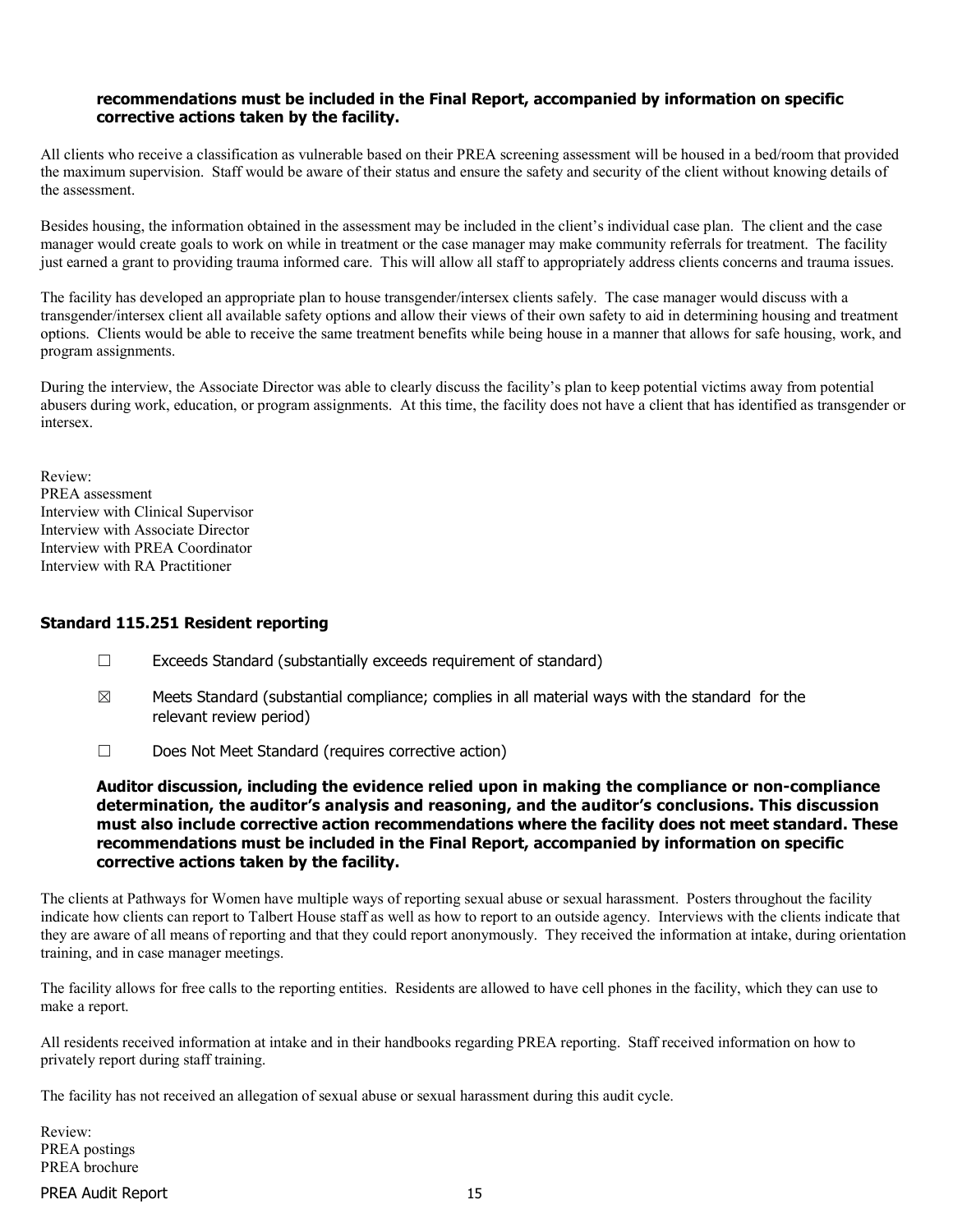**recommendations must be included in the Final Report, accompanied by information on specific corrective actions taken by the facility.**

All clients who receive a classification as vulnerable based on their PREA screening assessment will be housed in a bed/room that provided the maximum supervision. Staff would be aware of their status and ensure the safety and security of the client without knowing details of the assessment.

Besides housing, the information obtained in the assessment may be included in the client's individual case plan. The client and the case manager would create goals to work on while in treatment or the case manager may make community referrals for treatment. The facility just earned a grant to providing trauma informed care. This will allow all staff to appropriately address clients concerns and trauma issues.

The facility has developed an appropriate plan to house transgender/intersex clients safely. The case manager would discuss with a transgender/intersex client all available safety options and allow their views of their own safety to aid in determining housing and treatment options. Clients would be able to receive the same treatment benefits while being house in a manner that allows for safe housing, work, and program assignments.

During the interview, the Associate Director was able to clearly discuss the facility's plan to keep potential victims away from potential abusers during work, education, or program assignments. At this time, the facility does not have a client that has identified as transgender or intersex.

Review:
PREA assessment
Interview with Clinical Supervisor
Interview with Associate Director
Interview with PREA Coordinator
Interview with RA Practitioner

### Standard 115.251 Resident reporting

- ☐ Exceeds Standard (substantially exceeds requirement of standard)
- ☒ Meets Standard (substantial compliance; complies in all material ways with the standard for the relevant review period)
- ☐ Does Not Meet Standard (requires corrective action)

**Auditor discussion, including the evidence relied upon in making the compliance or non-compliance determination, the auditor's analysis and reasoning, and the auditor's conclusions. This discussion must also include corrective action recommendations where the facility does not meet standard. These recommendations must be included in the Final Report, accompanied by information on specific corrective actions taken by the facility.**

The clients at Pathways for Women have multiple ways of reporting sexual abuse or sexual harassment. Posters throughout the facility indicate how clients can report to Talbert House staff as well as how to report to an outside agency. Interviews with the clients indicate that they are aware of all means of reporting and that they could report anonymously. They received the information at intake, during orientation training, and in case manager meetings.

The facility allows for free calls to the reporting entities. Residents are allowed to have cell phones in the facility, which they can use to make a report.

All residents received information at intake and in their handbooks regarding PREA reporting. Staff received information on how to privately report during staff training.

The facility has not received an allegation of sexual abuse or sexual harassment during this audit cycle.

Review:
PREA postings
PREA brochure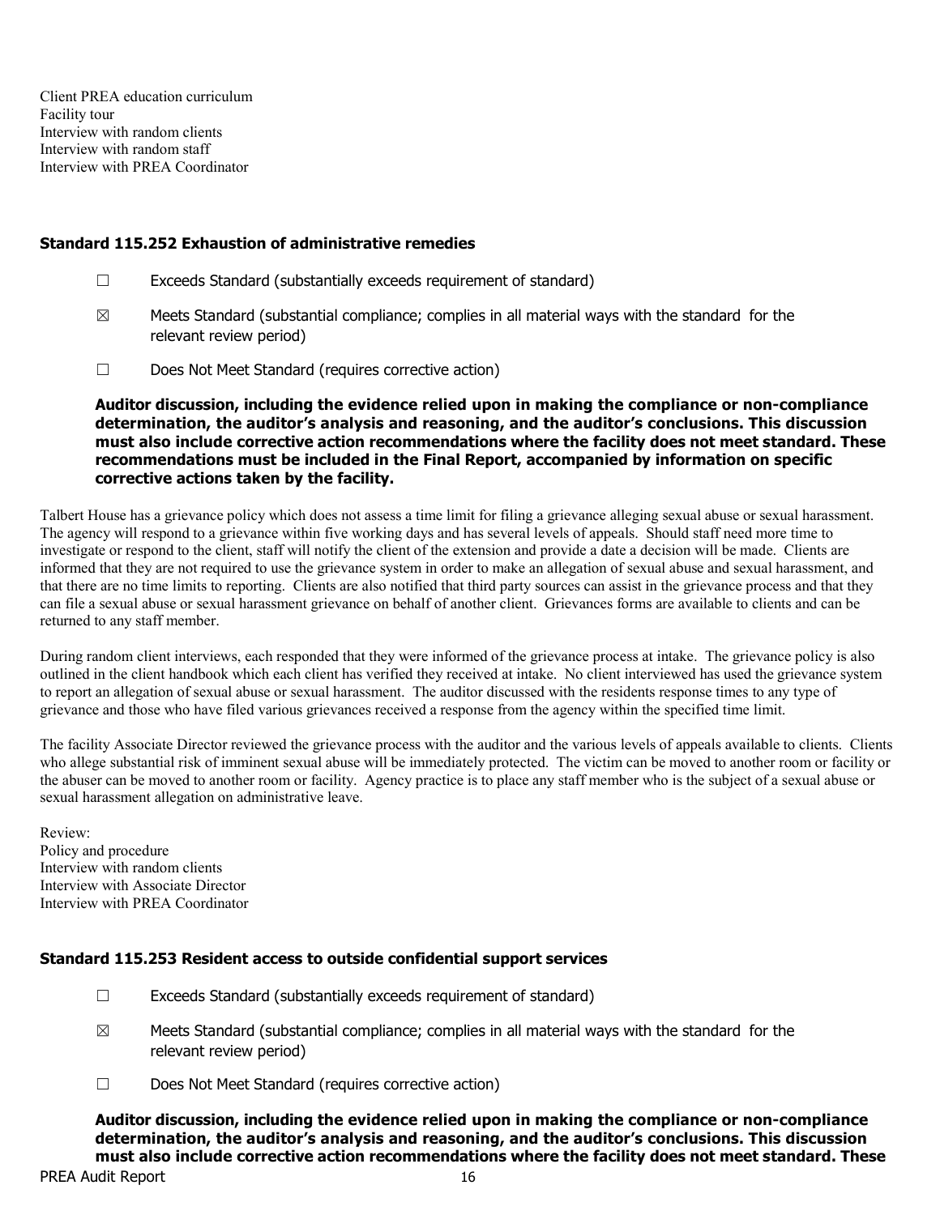Client PREA education curriculum
Facility tour
Interview with random clients
Interview with random staff
Interview with PREA Coordinator

### Standard 115.252 Exhaustion of administrative remedies

☐ Exceeds Standard (substantially exceeds requirement of standard)

☒ Meets Standard (substantial compliance; complies in all material ways with the standard for the relevant review period)

☐ Does Not Meet Standard (requires corrective action)

**Auditor discussion, including the evidence relied upon in making the compliance or non-compliance determination, the auditor's analysis and reasoning, and the auditor's conclusions. This discussion must also include corrective action recommendations where the facility does not meet standard. These recommendations must be included in the Final Report, accompanied by information on specific corrective actions taken by the facility.**

Talbert House has a grievance policy which does not assess a time limit for filing a grievance alleging sexual abuse or sexual harassment. The agency will respond to a grievance within five working days and has several levels of appeals. Should staff need more time to investigate or respond to the client, staff will notify the client of the extension and provide a date a decision will be made. Clients are informed that they are not required to use the grievance system in order to make an allegation of sexual abuse and sexual harassment, and that there are no time limits to reporting. Clients are also notified that third party sources can assist in the grievance process and that they can file a sexual abuse or sexual harassment grievance on behalf of another client. Grievances forms are available to clients and can be returned to any staff member.

During random client interviews, each responded that they were informed of the grievance process at intake. The grievance policy is also outlined in the client handbook which each client has verified they received at intake. No client interviewed has used the grievance system to report an allegation of sexual abuse or sexual harassment. The auditor discussed with the residents response times to any type of grievance and those who have filed various grievances received a response from the agency within the specified time limit.

The facility Associate Director reviewed the grievance process with the auditor and the various levels of appeals available to clients. Clients who allege substantial risk of imminent sexual abuse will be immediately protected. The victim can be moved to another room or facility or the abuser can be moved to another room or facility. Agency practice is to place any staff member who is the subject of a sexual abuse or sexual harassment allegation on administrative leave.

Review:
Policy and procedure
Interview with random clients
Interview with Associate Director
Interview with PREA Coordinator

### Standard 115.253 Resident access to outside confidential support services

☐ Exceeds Standard (substantially exceeds requirement of standard)

☒ Meets Standard (substantial compliance; complies in all material ways with the standard for the relevant review period)

☐ Does Not Meet Standard (requires corrective action)

**Auditor discussion, including the evidence relied upon in making the compliance or non-compliance determination, the auditor's analysis and reasoning, and the auditor's conclusions. This discussion must also include corrective action recommendations where the facility does not meet standard. These**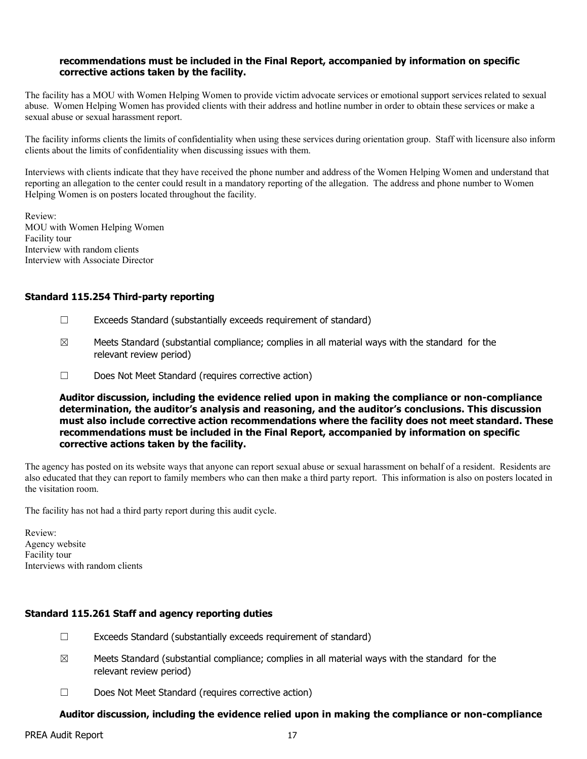**recommendations must be included in the Final Report, accompanied by information on specific corrective actions taken by the facility.**

The facility has a MOU with Women Helping Women to provide victim advocate services or emotional support services related to sexual abuse. Women Helping Women has provided clients with their address and hotline number in order to obtain these services or make a sexual abuse or sexual harassment report.

The facility informs clients the limits of confidentiality when using these services during orientation group. Staff with licensure also inform clients about the limits of confidentiality when discussing issues with them.

Interviews with clients indicate that they have received the phone number and address of the Women Helping Women and understand that reporting an allegation to the center could result in a mandatory reporting of the allegation. The address and phone number to Women Helping Women is on posters located throughout the facility.

Review:
MOU with Women Helping Women
Facility tour
Interview with random clients
Interview with Associate Director

### Standard 115.254 Third-party reporting

☐ Exceeds Standard (substantially exceeds requirement of standard)

☒ Meets Standard (substantial compliance; complies in all material ways with the standard for the relevant review period)

☐ Does Not Meet Standard (requires corrective action)

**Auditor discussion, including the evidence relied upon in making the compliance or non-compliance determination, the auditor's analysis and reasoning, and the auditor's conclusions. This discussion must also include corrective action recommendations where the facility does not meet standard. These recommendations must be included in the Final Report, accompanied by information on specific corrective actions taken by the facility.**

The agency has posted on its website ways that anyone can report sexual abuse or sexual harassment on behalf of a resident. Residents are also educated that they can report to family members who can then make a third party report. This information is also on posters located in the visitation room.

The facility has not had a third party report during this audit cycle.

Review:
Agency website
Facility tour
Interviews with random clients

### Standard 115.261 Staff and agency reporting duties

☐ Exceeds Standard (substantially exceeds requirement of standard)

☒ Meets Standard (substantial compliance; complies in all material ways with the standard for the relevant review period)

☐ Does Not Meet Standard (requires corrective action)

**Auditor discussion, including the evidence relied upon in making the compliance or non-compliance**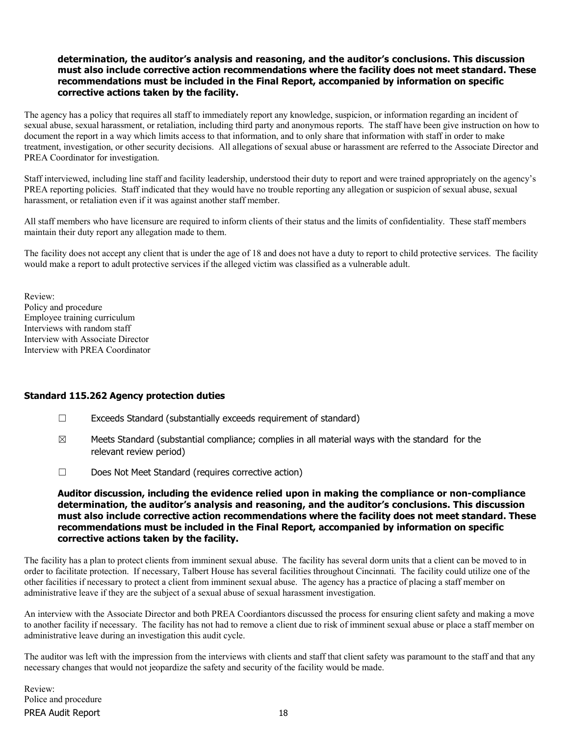**determination, the auditor's analysis and reasoning, and the auditor's conclusions. This discussion must also include corrective action recommendations where the facility does not meet standard. These recommendations must be included in the Final Report, accompanied by information on specific corrective actions taken by the facility.**

The agency has a policy that requires all staff to immediately report any knowledge, suspicion, or information regarding an incident of sexual abuse, sexual harassment, or retaliation, including third party and anonymous reports. The staff have been give instruction on how to document the report in a way which limits access to that information, and to only share that information with staff in order to make treatment, investigation, or other security decisions. All allegations of sexual abuse or harassment are referred to the Associate Director and PREA Coordinator for investigation.

Staff interviewed, including line staff and facility leadership, understood their duty to report and were trained appropriately on the agency's PREA reporting policies. Staff indicated that they would have no trouble reporting any allegation or suspicion of sexual abuse, sexual harassment, or retaliation even if it was against another staff member.

All staff members who have licensure are required to inform clients of their status and the limits of confidentiality. These staff members maintain their duty report any allegation made to them.

The facility does not accept any client that is under the age of 18 and does not have a duty to report to child protective services. The facility would make a report to adult protective services if the alleged victim was classified as a vulnerable adult.

Review:
Policy and procedure
Employee training curriculum
Interviews with random staff
Interview with Associate Director
Interview with PREA Coordinator

### Standard 115.262 Agency protection duties

☐ Exceeds Standard (substantially exceeds requirement of standard)

☒ Meets Standard (substantial compliance; complies in all material ways with the standard for the relevant review period)

☐ Does Not Meet Standard (requires corrective action)

**Auditor discussion, including the evidence relied upon in making the compliance or non-compliance determination, the auditor's analysis and reasoning, and the auditor's conclusions. This discussion must also include corrective action recommendations where the facility does not meet standard. These recommendations must be included in the Final Report, accompanied by information on specific corrective actions taken by the facility.**

The facility has a plan to protect clients from imminent sexual abuse. The facility has several dorm units that a client can be moved to in order to facilitate protection. If necessary, Talbert House has several facilities throughout Cincinnati. The facility could utilize one of the other facilities if necessary to protect a client from imminent sexual abuse. The agency has a practice of placing a staff member on administrative leave if they are the subject of a sexual abuse of sexual harassment investigation.

An interview with the Associate Director and both PREA Coordiantors discussed the process for ensuring client safety and making a move to another facility if necessary. The facility has not had to remove a client due to risk of imminent sexual abuse or place a staff member on administrative leave during an investigation this audit cycle.

The auditor was left with the impression from the interviews with clients and staff that client safety was paramount to the staff and that any necessary changes that would not jeopardize the safety and security of the facility would be made.

Review:
Police and procedure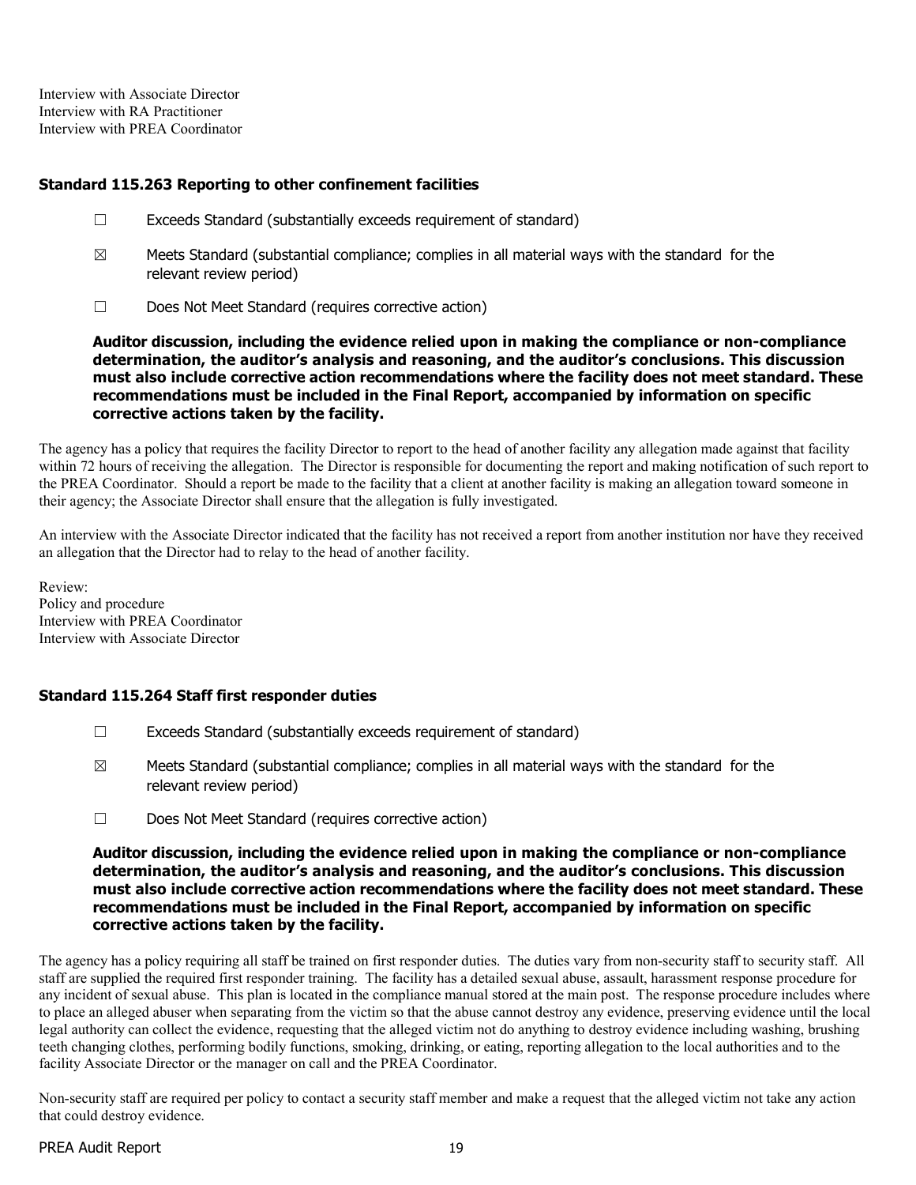Interview with Associate Director
Interview with RA Practitioner
Interview with PREA Coordinator

### Standard 115.263 Reporting to other confinement facilities

☐ Exceeds Standard (substantially exceeds requirement of standard)

☒ Meets Standard (substantial compliance; complies in all material ways with the standard for the relevant review period)

☐ Does Not Meet Standard (requires corrective action)

**Auditor discussion, including the evidence relied upon in making the compliance or non-compliance determination, the auditor's analysis and reasoning, and the auditor's conclusions. This discussion must also include corrective action recommendations where the facility does not meet standard. These recommendations must be included in the Final Report, accompanied by information on specific corrective actions taken by the facility.**

The agency has a policy that requires the facility Director to report to the head of another facility any allegation made against that facility within 72 hours of receiving the allegation. The Director is responsible for documenting the report and making notification of such report to the PREA Coordinator. Should a report be made to the facility that a client at another facility is making an allegation toward someone in their agency; the Associate Director shall ensure that the allegation is fully investigated.

An interview with the Associate Director indicated that the facility has not received a report from another institution nor have they received an allegation that the Director had to relay to the head of another facility.

Review:
Policy and procedure
Interview with PREA Coordinator
Interview with Associate Director

### Standard 115.264 Staff first responder duties

☐ Exceeds Standard (substantially exceeds requirement of standard)

☒ Meets Standard (substantial compliance; complies in all material ways with the standard for the relevant review period)

☐ Does Not Meet Standard (requires corrective action)

**Auditor discussion, including the evidence relied upon in making the compliance or non-compliance determination, the auditor's analysis and reasoning, and the auditor's conclusions. This discussion must also include corrective action recommendations where the facility does not meet standard. These recommendations must be included in the Final Report, accompanied by information on specific corrective actions taken by the facility.**

The agency has a policy requiring all staff be trained on first responder duties. The duties vary from non-security staff to security staff. All staff are supplied the required first responder training. The facility has a detailed sexual abuse, assault, harassment response procedure for any incident of sexual abuse. This plan is located in the compliance manual stored at the main post. The response procedure includes where to place an alleged abuser when separating from the victim so that the abuse cannot destroy any evidence, preserving evidence until the local legal authority can collect the evidence, requesting that the alleged victim not do anything to destroy evidence including washing, brushing teeth changing clothes, performing bodily functions, smoking, drinking, or eating, reporting allegation to the local authorities and to the facility Associate Director or the manager on call and the PREA Coordinator.

Non-security staff are required per policy to contact a security staff member and make a request that the alleged victim not take any action that could destroy evidence.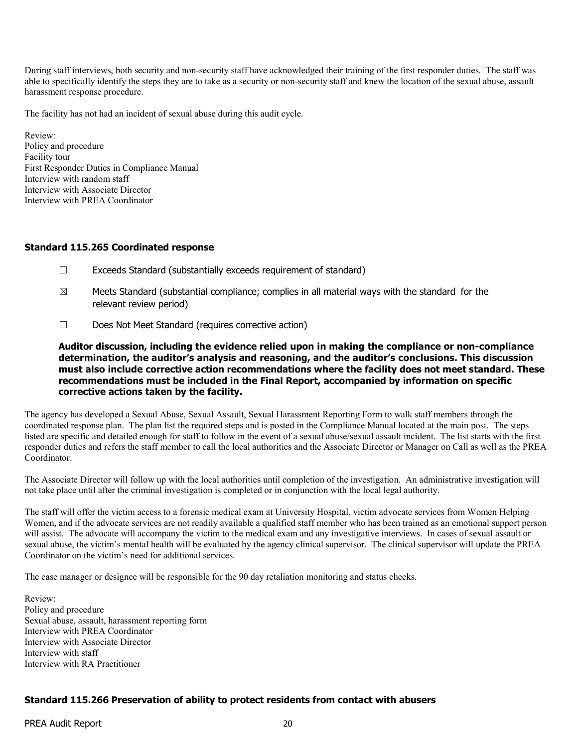During staff interviews, both security and non-security staff have acknowledged their training of the first responder duties. The staff was able to specifically identify the steps they are to take as a security or non-security staff and knew the location of the sexual abuse, assault harassment response procedure.

The facility has not had an incident of sexual abuse during this audit cycle.

Review:
Policy and procedure
Facility tour
First Responder Duties in Compliance Manual
Interview with random staff
Interview with Associate Director
Interview with PREA Coordinator

### Standard 115.265 Coordinated response

☐ Exceeds Standard (substantially exceeds requirement of standard)

☒ Meets Standard (substantial compliance; complies in all material ways with the standard for the relevant review period)

☐ Does Not Meet Standard (requires corrective action)

**Auditor discussion, including the evidence relied upon in making the compliance or non-compliance determination, the auditor's analysis and reasoning, and the auditor's conclusions. This discussion must also include corrective action recommendations where the facility does not meet standard. These recommendations must be included in the Final Report, accompanied by information on specific corrective actions taken by the facility.**

The agency has developed a Sexual Abuse, Sexual Assault, Sexual Harassment Reporting Form to walk staff members through the coordinated response plan. The plan list the required steps and is posted in the Compliance Manual located at the main post. The steps listed are specific and detailed enough for staff to follow in the event of a sexual abuse/sexual assault incident. The list starts with the first responder duties and refers the staff member to call the local authorities and the Associate Director or Manager on Call as well as the PREA Coordinator.

The Associate Director will follow up with the local authorities until completion of the investigation. An administrative investigation will not take place until after the criminal investigation is completed or in conjunction with the local legal authority.

The staff will offer the victim access to a forensic medical exam at University Hospital, victim advocate services from Women Helping Women, and if the advocate services are not readily available a qualified staff member who has been trained as an emotional support person will assist. The advocate will accompany the victim to the medical exam and any investigative interviews. In cases of sexual assault or sexual abuse, the victim's mental health will be evaluated by the agency clinical supervisor. The clinical supervisor will update the PREA Coordinator on the victim's need for additional services.

The case manager or designee will be responsible for the 90 day retaliation monitoring and status checks.

Review:
Policy and procedure
Sexual abuse, assault, harassment reporting form
Interview with PREA Coordinator
Interview with Associate Director
Interview with staff
Interview with RA Practitioner

### Standard 115.266 Preservation of ability to protect residents from contact with abusers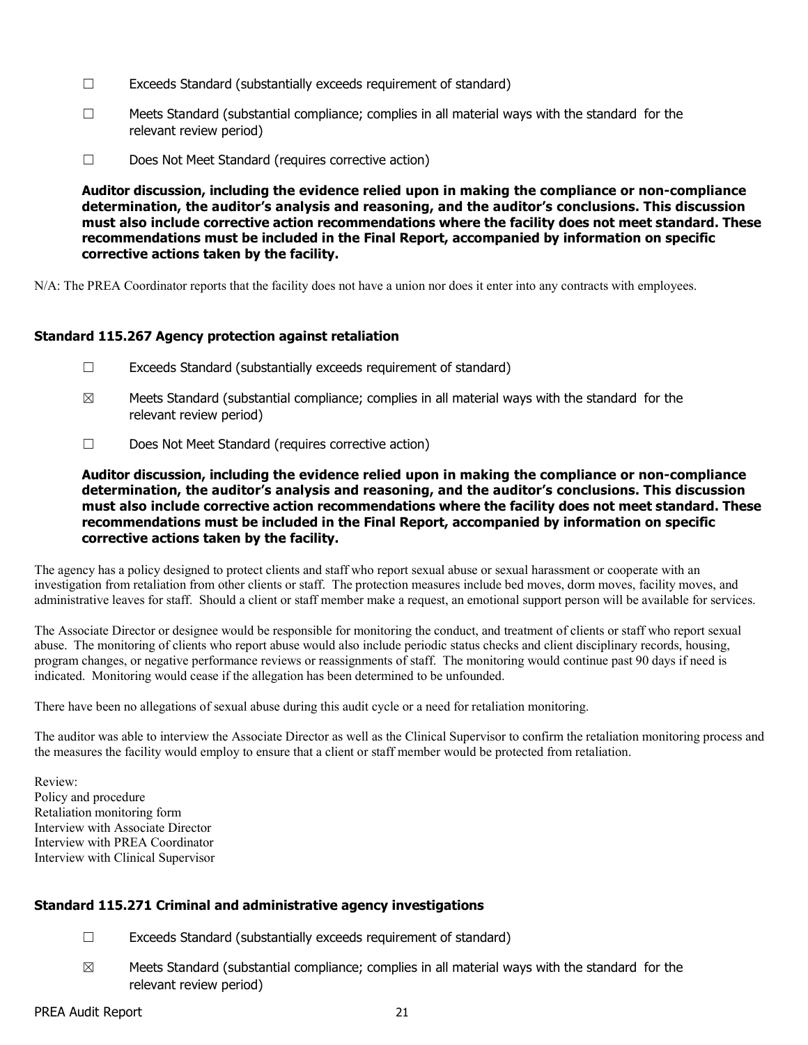☐ Exceeds Standard (substantially exceeds requirement of standard)

☐ Meets Standard (substantial compliance; complies in all material ways with the standard for the relevant review period)

☐ Does Not Meet Standard (requires corrective action)

**Auditor discussion, including the evidence relied upon in making the compliance or non-compliance determination, the auditor's analysis and reasoning, and the auditor's conclusions. This discussion must also include corrective action recommendations where the facility does not meet standard. These recommendations must be included in the Final Report, accompanied by information on specific corrective actions taken by the facility.**

N/A: The PREA Coordinator reports that the facility does not have a union nor does it enter into any contracts with employees.

### Standard 115.267 Agency protection against retaliation

☐ Exceeds Standard (substantially exceeds requirement of standard)

☒ Meets Standard (substantial compliance; complies in all material ways with the standard for the relevant review period)

☐ Does Not Meet Standard (requires corrective action)

**Auditor discussion, including the evidence relied upon in making the compliance or non-compliance determination, the auditor's analysis and reasoning, and the auditor's conclusions. This discussion must also include corrective action recommendations where the facility does not meet standard. These recommendations must be included in the Final Report, accompanied by information on specific corrective actions taken by the facility.**

The agency has a policy designed to protect clients and staff who report sexual abuse or sexual harassment or cooperate with an investigation from retaliation from other clients or staff. The protection measures include bed moves, dorm moves, facility moves, and administrative leaves for staff. Should a client or staff member make a request, an emotional support person will be available for services.

The Associate Director or designee would be responsible for monitoring the conduct, and treatment of clients or staff who report sexual abuse. The monitoring of clients who report abuse would also include periodic status checks and client disciplinary records, housing, program changes, or negative performance reviews or reassignments of staff. The monitoring would continue past 90 days if need is indicated. Monitoring would cease if the allegation has been determined to be unfounded.

There have been no allegations of sexual abuse during this audit cycle or a need for retaliation monitoring.

The auditor was able to interview the Associate Director as well as the Clinical Supervisor to confirm the retaliation monitoring process and the measures the facility would employ to ensure that a client or staff member would be protected from retaliation.

Review:
Policy and procedure
Retaliation monitoring form
Interview with Associate Director
Interview with PREA Coordinator
Interview with Clinical Supervisor

### Standard 115.271 Criminal and administrative agency investigations

☐ Exceeds Standard (substantially exceeds requirement of standard)

☒ Meets Standard (substantial compliance; complies in all material ways with the standard for the relevant review period)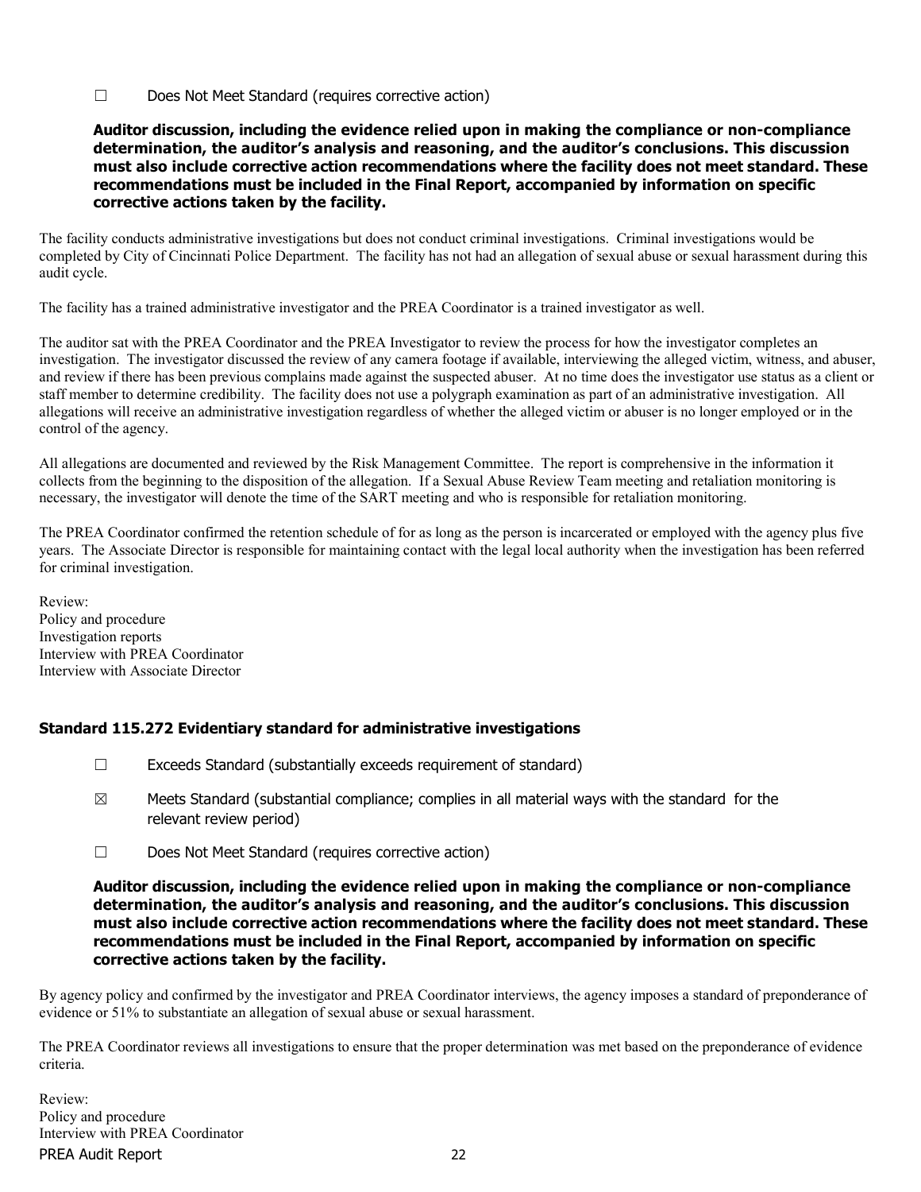☐ Does Not Meet Standard (requires corrective action)

**Auditor discussion, including the evidence relied upon in making the compliance or non-compliance determination, the auditor's analysis and reasoning, and the auditor's conclusions. This discussion must also include corrective action recommendations where the facility does not meet standard. These recommendations must be included in the Final Report, accompanied by information on specific corrective actions taken by the facility.**

The facility conducts administrative investigations but does not conduct criminal investigations. Criminal investigations would be completed by City of Cincinnati Police Department. The facility has not had an allegation of sexual abuse or sexual harassment during this audit cycle.

The facility has a trained administrative investigator and the PREA Coordinator is a trained investigator as well.

The auditor sat with the PREA Coordinator and the PREA Investigator to review the process for how the investigator completes an investigation. The investigator discussed the review of any camera footage if available, interviewing the alleged victim, witness, and abuser, and review if there has been previous complains made against the suspected abuser. At no time does the investigator use status as a client or staff member to determine credibility. The facility does not use a polygraph examination as part of an administrative investigation. All allegations will receive an administrative investigation regardless of whether the alleged victim or abuser is no longer employed or in the control of the agency.

All allegations are documented and reviewed by the Risk Management Committee. The report is comprehensive in the information it collects from the beginning to the disposition of the allegation. If a Sexual Abuse Review Team meeting and retaliation monitoring is necessary, the investigator will denote the time of the SART meeting and who is responsible for retaliation monitoring.

The PREA Coordinator confirmed the retention schedule of for as long as the person is incarcerated or employed with the agency plus five years. The Associate Director is responsible for maintaining contact with the legal local authority when the investigation has been referred for criminal investigation.

Review:
Policy and procedure
Investigation reports
Interview with PREA Coordinator
Interview with Associate Director

### Standard 115.272 Evidentiary standard for administrative investigations

☐ Exceeds Standard (substantially exceeds requirement of standard)

☒ Meets Standard (substantial compliance; complies in all material ways with the standard for the relevant review period)

☐ Does Not Meet Standard (requires corrective action)

**Auditor discussion, including the evidence relied upon in making the compliance or non-compliance determination, the auditor's analysis and reasoning, and the auditor's conclusions. This discussion must also include corrective action recommendations where the facility does not meet standard. These recommendations must be included in the Final Report, accompanied by information on specific corrective actions taken by the facility.**

By agency policy and confirmed by the investigator and PREA Coordinator interviews, the agency imposes a standard of preponderance of evidence or 51% to substantiate an allegation of sexual abuse or sexual harassment.

The PREA Coordinator reviews all investigations to ensure that the proper determination was met based on the preponderance of evidence criteria.

Review:
Policy and procedure
Interview with PREA Coordinator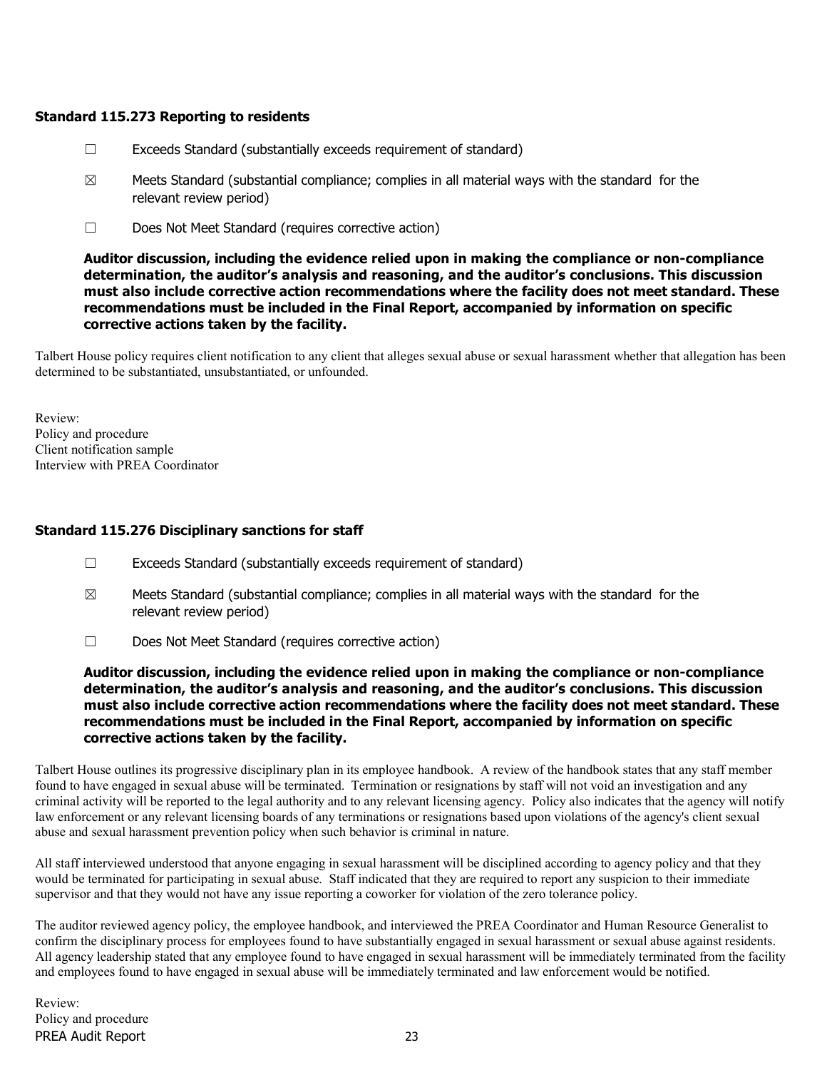### Standard 115.273 Reporting to residents

☐ Exceeds Standard (substantially exceeds requirement of standard)

☒ Meets Standard (substantial compliance; complies in all material ways with the standard for the relevant review period)

☐ Does Not Meet Standard (requires corrective action)

**Auditor discussion, including the evidence relied upon in making the compliance or non-compliance determination, the auditor's analysis and reasoning, and the auditor's conclusions. This discussion must also include corrective action recommendations where the facility does not meet standard. These recommendations must be included in the Final Report, accompanied by information on specific corrective actions taken by the facility.**

Talbert House policy requires client notification to any client that alleges sexual abuse or sexual harassment whether that allegation has been determined to be substantiated, unsubstantiated, or unfounded.

Review:
Policy and procedure
Client notification sample
Interview with PREA Coordinator

### Standard 115.276 Disciplinary sanctions for staff

☐ Exceeds Standard (substantially exceeds requirement of standard)

☒ Meets Standard (substantial compliance; complies in all material ways with the standard for the relevant review period)

☐ Does Not Meet Standard (requires corrective action)

**Auditor discussion, including the evidence relied upon in making the compliance or non-compliance determination, the auditor's analysis and reasoning, and the auditor's conclusions. This discussion must also include corrective action recommendations where the facility does not meet standard. These recommendations must be included in the Final Report, accompanied by information on specific corrective actions taken by the facility.**

Talbert House outlines its progressive disciplinary plan in its employee handbook. A review of the handbook states that any staff member found to have engaged in sexual abuse will be terminated. Termination or resignations by staff will not void an investigation and any criminal activity will be reported to the legal authority and to any relevant licensing agency. Policy also indicates that the agency will notify law enforcement or any relevant licensing boards of any terminations or resignations based upon violations of the agency's client sexual abuse and sexual harassment prevention policy when such behavior is criminal in nature.

All staff interviewed understood that anyone engaging in sexual harassment will be disciplined according to agency policy and that they would be terminated for participating in sexual abuse. Staff indicated that they are required to report any suspicion to their immediate supervisor and that they would not have any issue reporting a coworker for violation of the zero tolerance policy.

The auditor reviewed agency policy, the employee handbook, and interviewed the PREA Coordinator and Human Resource Generalist to confirm the disciplinary process for employees found to have substantially engaged in sexual harassment or sexual abuse against residents. All agency leadership stated that any employee found to have engaged in sexual harassment will be immediately terminated from the facility and employees found to have engaged in sexual abuse will be immediately terminated and law enforcement would be notified.

Review:
Policy and procedure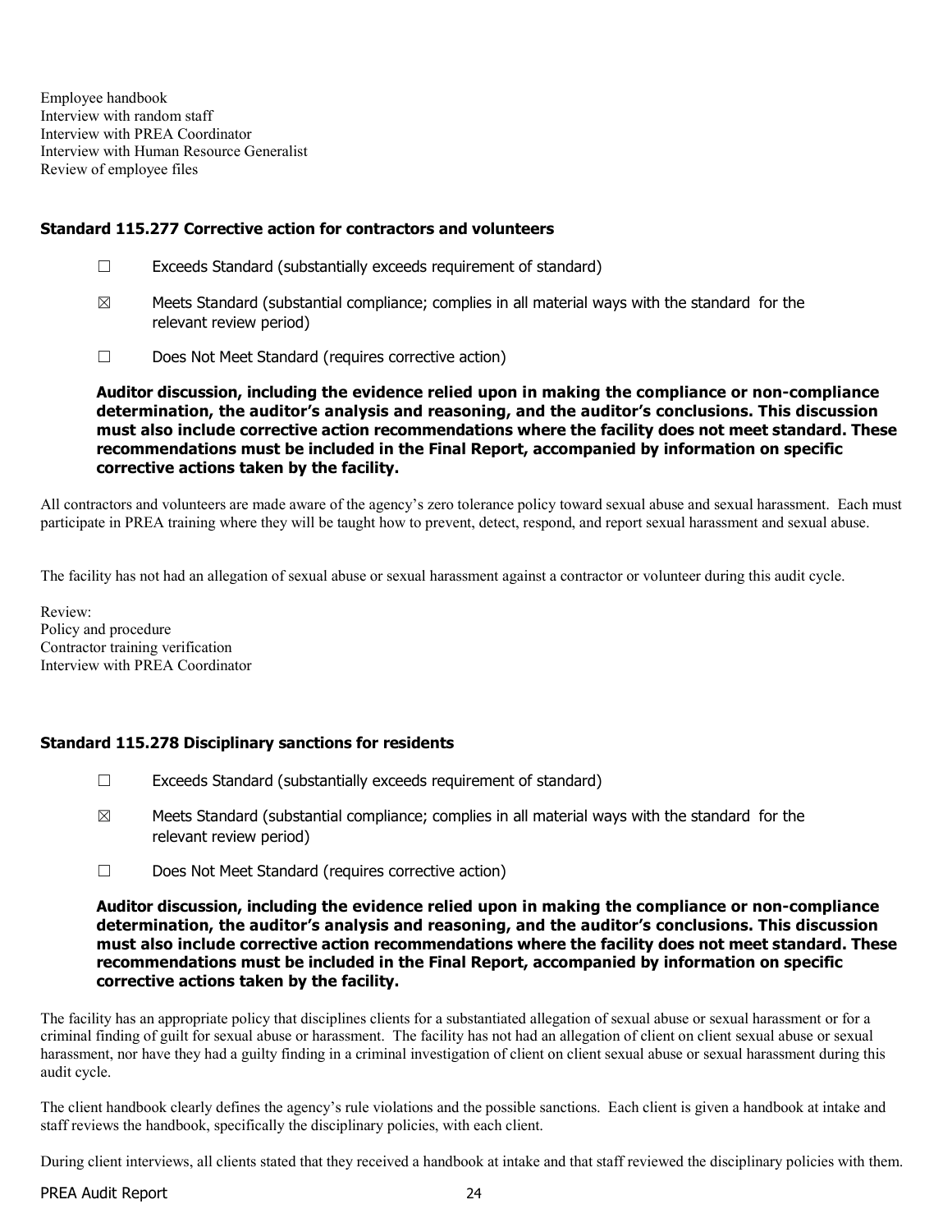Employee handbook
Interview with random staff
Interview with PREA Coordinator
Interview with Human Resource Generalist
Review of employee files

### Standard 115.277 Corrective action for contractors and volunteers

☐ Exceeds Standard (substantially exceeds requirement of standard)

☒ Meets Standard (substantial compliance; complies in all material ways with the standard for the relevant review period)

☐ Does Not Meet Standard (requires corrective action)

**Auditor discussion, including the evidence relied upon in making the compliance or non-compliance determination, the auditor's analysis and reasoning, and the auditor's conclusions. This discussion must also include corrective action recommendations where the facility does not meet standard. These recommendations must be included in the Final Report, accompanied by information on specific corrective actions taken by the facility.**

All contractors and volunteers are made aware of the agency's zero tolerance policy toward sexual abuse and sexual harassment. Each must participate in PREA training where they will be taught how to prevent, detect, respond, and report sexual harassment and sexual abuse.

The facility has not had an allegation of sexual abuse or sexual harassment against a contractor or volunteer during this audit cycle.

Review:
Policy and procedure
Contractor training verification
Interview with PREA Coordinator

### Standard 115.278 Disciplinary sanctions for residents

☐ Exceeds Standard (substantially exceeds requirement of standard)

☒ Meets Standard (substantial compliance; complies in all material ways with the standard for the relevant review period)

☐ Does Not Meet Standard (requires corrective action)

**Auditor discussion, including the evidence relied upon in making the compliance or non-compliance determination, the auditor's analysis and reasoning, and the auditor's conclusions. This discussion must also include corrective action recommendations where the facility does not meet standard. These recommendations must be included in the Final Report, accompanied by information on specific corrective actions taken by the facility.**

The facility has an appropriate policy that disciplines clients for a substantiated allegation of sexual abuse or sexual harassment or for a criminal finding of guilt for sexual abuse or harassment. The facility has not had an allegation of client on client sexual abuse or sexual harassment, nor have they had a guilty finding in a criminal investigation of client on client sexual abuse or sexual harassment during this audit cycle.

The client handbook clearly defines the agency's rule violations and the possible sanctions. Each client is given a handbook at intake and staff reviews the handbook, specifically the disciplinary policies, with each client.

During client interviews, all clients stated that they received a handbook at intake and that staff reviewed the disciplinary policies with them.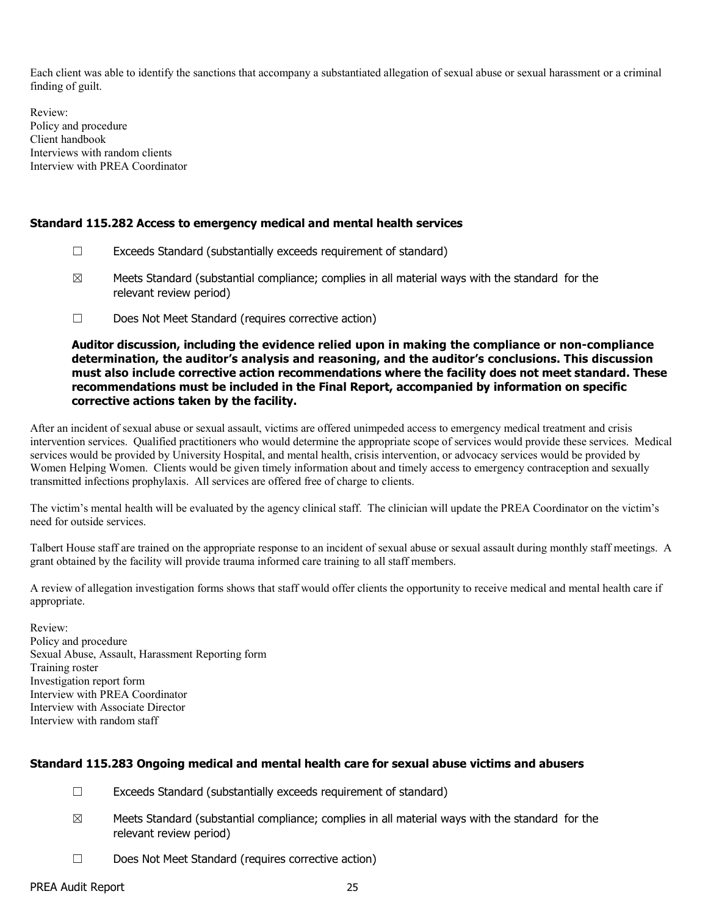Each client was able to identify the sanctions that accompany a substantiated allegation of sexual abuse or sexual harassment or a criminal finding of guilt.

Review:
Policy and procedure
Client handbook
Interviews with random clients
Interview with PREA Coordinator

### Standard 115.282 Access to emergency medical and mental health services

☐ Exceeds Standard (substantially exceeds requirement of standard)

☒ Meets Standard (substantial compliance; complies in all material ways with the standard for the relevant review period)

☐ Does Not Meet Standard (requires corrective action)

**Auditor discussion, including the evidence relied upon in making the compliance or non-compliance determination, the auditor's analysis and reasoning, and the auditor's conclusions. This discussion must also include corrective action recommendations where the facility does not meet standard. These recommendations must be included in the Final Report, accompanied by information on specific corrective actions taken by the facility.**

After an incident of sexual abuse or sexual assault, victims are offered unimpeded access to emergency medical treatment and crisis intervention services. Qualified practitioners who would determine the appropriate scope of services would provide these services. Medical services would be provided by University Hospital, and mental health, crisis intervention, or advocacy services would be provided by Women Helping Women. Clients would be given timely information about and timely access to emergency contraception and sexually transmitted infections prophylaxis. All services are offered free of charge to clients.

The victim's mental health will be evaluated by the agency clinical staff. The clinician will update the PREA Coordinator on the victim's need for outside services.

Talbert House staff are trained on the appropriate response to an incident of sexual abuse or sexual assault during monthly staff meetings. A grant obtained by the facility will provide trauma informed care training to all staff members.

A review of allegation investigation forms shows that staff would offer clients the opportunity to receive medical and mental health care if appropriate.

Review:
Policy and procedure
Sexual Abuse, Assault, Harassment Reporting form
Training roster
Investigation report form
Interview with PREA Coordinator
Interview with Associate Director
Interview with random staff

### Standard 115.283 Ongoing medical and mental health care for sexual abuse victims and abusers

☐ Exceeds Standard (substantially exceeds requirement of standard)

☒ Meets Standard (substantial compliance; complies in all material ways with the standard for the relevant review period)

☐ Does Not Meet Standard (requires corrective action)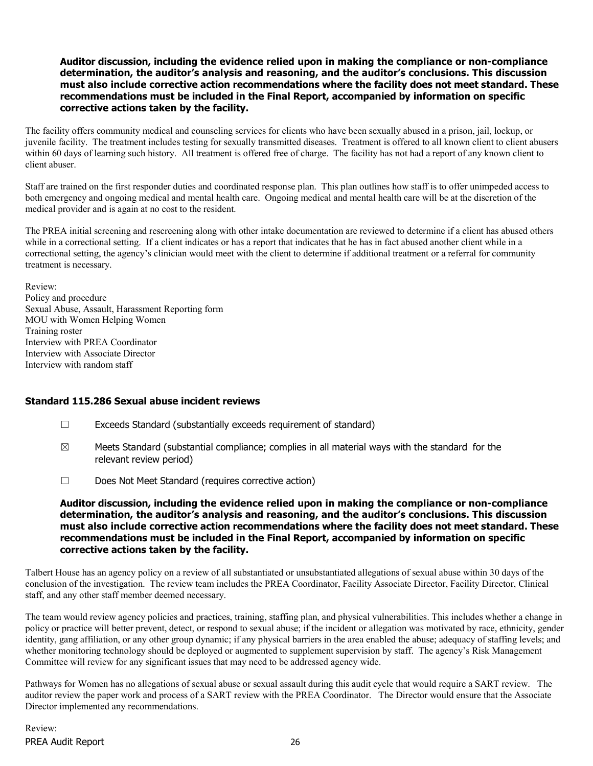**Auditor discussion, including the evidence relied upon in making the compliance or non-compliance determination, the auditor's analysis and reasoning, and the auditor's conclusions. This discussion must also include corrective action recommendations where the facility does not meet standard. These recommendations must be included in the Final Report, accompanied by information on specific corrective actions taken by the facility.**

The facility offers community medical and counseling services for clients who have been sexually abused in a prison, jail, lockup, or juvenile facility. The treatment includes testing for sexually transmitted diseases. Treatment is offered to all known client to client abusers within 60 days of learning such history. All treatment is offered free of charge. The facility has not had a report of any known client to client abuser.

Staff are trained on the first responder duties and coordinated response plan. This plan outlines how staff is to offer unimpeded access to both emergency and ongoing medical and mental health care. Ongoing medical and mental health care will be at the discretion of the medical provider and is again at no cost to the resident.

The PREA initial screening and rescreening along with other intake documentation are reviewed to determine if a client has abused others while in a correctional setting. If a client indicates or has a report that indicates that he has in fact abused another client while in a correctional setting, the agency's clinician would meet with the client to determine if additional treatment or a referral for community treatment is necessary.

Review:
Policy and procedure
Sexual Abuse, Assault, Harassment Reporting form
MOU with Women Helping Women
Training roster
Interview with PREA Coordinator
Interview with Associate Director
Interview with random staff

### Standard 115.286 Sexual abuse incident reviews

☐ Exceeds Standard (substantially exceeds requirement of standard)

☒ Meets Standard (substantial compliance; complies in all material ways with the standard for the relevant review period)

☐ Does Not Meet Standard (requires corrective action)

**Auditor discussion, including the evidence relied upon in making the compliance or non-compliance determination, the auditor's analysis and reasoning, and the auditor's conclusions. This discussion must also include corrective action recommendations where the facility does not meet standard. These recommendations must be included in the Final Report, accompanied by information on specific corrective actions taken by the facility.**

Talbert House has an agency policy on a review of all substantiated or unsubstantiated allegations of sexual abuse within 30 days of the conclusion of the investigation. The review team includes the PREA Coordinator, Facility Associate Director, Facility Director, Clinical staff, and any other staff member deemed necessary.

The team would review agency policies and practices, training, staffing plan, and physical vulnerabilities. This includes whether a change in policy or practice will better prevent, detect, or respond to sexual abuse; if the incident or allegation was motivated by race, ethnicity, gender identity, gang affiliation, or any other group dynamic; if any physical barriers in the area enabled the abuse; adequacy of staffing levels; and whether monitoring technology should be deployed or augmented to supplement supervision by staff. The agency's Risk Management Committee will review for any significant issues that may need to be addressed agency wide.

Pathways for Women has no allegations of sexual abuse or sexual assault during this audit cycle that would require a SART review. The auditor review the paper work and process of a SART review with the PREA Coordinator. The Director would ensure that the Associate Director implemented any recommendations.

Review: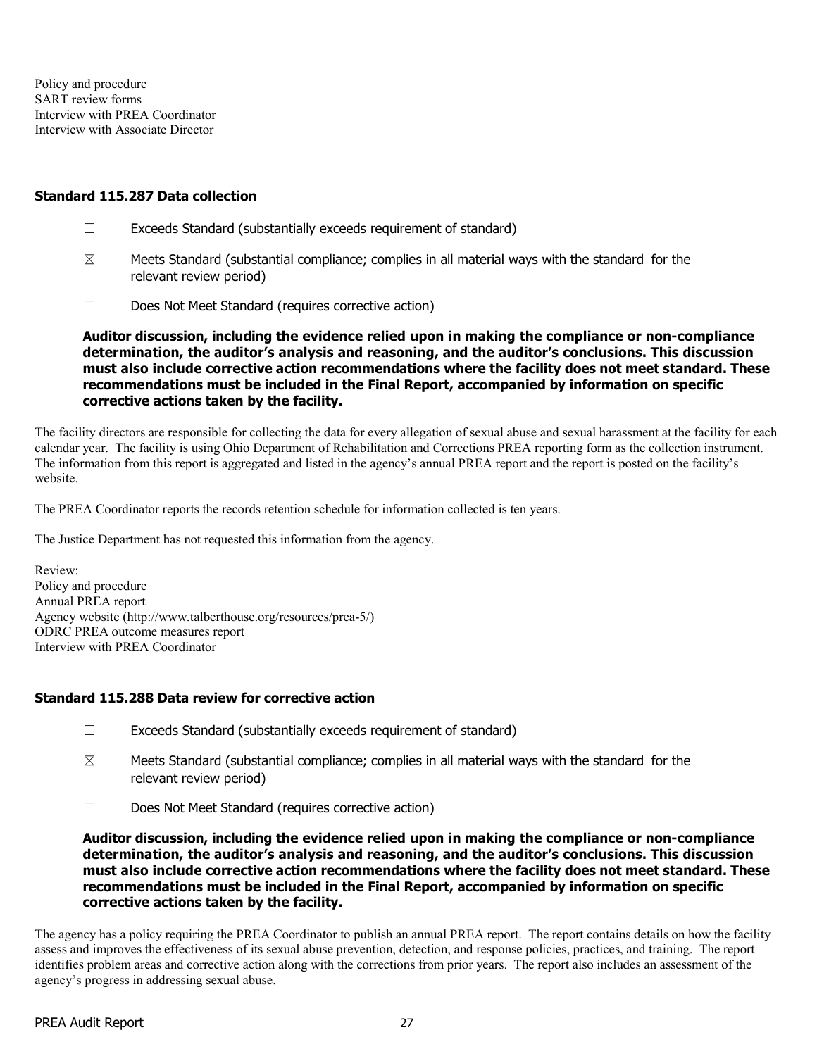Policy and procedure
SART review forms
Interview with PREA Coordinator
Interview with Associate Director

### Standard 115.287 Data collection

☐ Exceeds Standard (substantially exceeds requirement of standard)

☒ Meets Standard (substantial compliance; complies in all material ways with the standard for the relevant review period)

☐ Does Not Meet Standard (requires corrective action)

**Auditor discussion, including the evidence relied upon in making the compliance or non-compliance determination, the auditor's analysis and reasoning, and the auditor's conclusions. This discussion must also include corrective action recommendations where the facility does not meet standard. These recommendations must be included in the Final Report, accompanied by information on specific corrective actions taken by the facility.**

The facility directors are responsible for collecting the data for every allegation of sexual abuse and sexual harassment at the facility for each calendar year. The facility is using Ohio Department of Rehabilitation and Corrections PREA reporting form as the collection instrument. The information from this report is aggregated and listed in the agency's annual PREA report and the report is posted on the facility's website.

The PREA Coordinator reports the records retention schedule for information collected is ten years.

The Justice Department has not requested this information from the agency.

Review:
Policy and procedure
Annual PREA report
Agency website (http://www.talberthouse.org/resources/prea-5/)
ODRC PREA outcome measures report
Interview with PREA Coordinator

### Standard 115.288 Data review for corrective action

☐ Exceeds Standard (substantially exceeds requirement of standard)

☒ Meets Standard (substantial compliance; complies in all material ways with the standard for the relevant review period)

☐ Does Not Meet Standard (requires corrective action)

**Auditor discussion, including the evidence relied upon in making the compliance or non-compliance determination, the auditor's analysis and reasoning, and the auditor's conclusions. This discussion must also include corrective action recommendations where the facility does not meet standard. These recommendations must be included in the Final Report, accompanied by information on specific corrective actions taken by the facility.**

The agency has a policy requiring the PREA Coordinator to publish an annual PREA report. The report contains details on how the facility assess and improves the effectiveness of its sexual abuse prevention, detection, and response policies, practices, and training. The report identifies problem areas and corrective action along with the corrections from prior years. The report also includes an assessment of the agency's progress in addressing sexual abuse.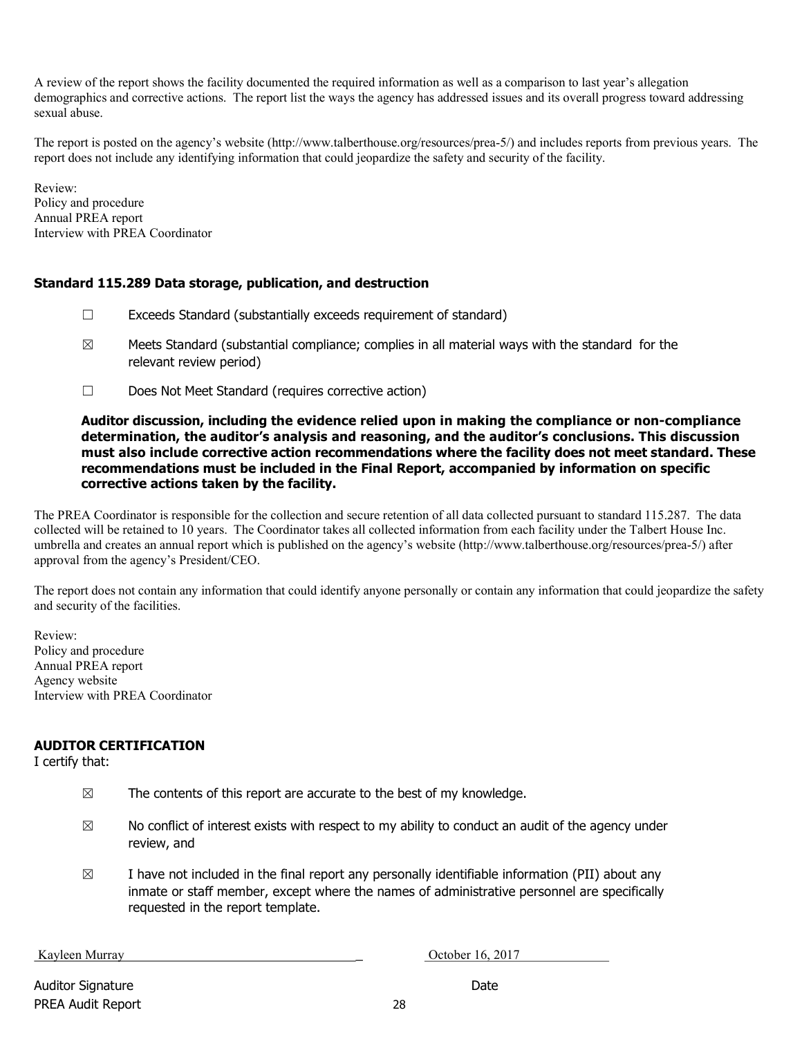A review of the report shows the facility documented the required information as well as a comparison to last year's allegation demographics and corrective actions. The report list the ways the agency has addressed issues and its overall progress toward addressing sexual abuse.

The report is posted on the agency's website (http://www.talberthouse.org/resources/prea-5/) and includes reports from previous years. The report does not include any identifying information that could jeopardize the safety and security of the facility.

Review:
Policy and procedure
Annual PREA report
Interview with PREA Coordinator

### Standard 115.289 Data storage, publication, and destruction

☐ Exceeds Standard (substantially exceeds requirement of standard)

☒ Meets Standard (substantial compliance; complies in all material ways with the standard for the relevant review period)

☐ Does Not Meet Standard (requires corrective action)

**Auditor discussion, including the evidence relied upon in making the compliance or non-compliance determination, the auditor's analysis and reasoning, and the auditor's conclusions. This discussion must also include corrective action recommendations where the facility does not meet standard. These recommendations must be included in the Final Report, accompanied by information on specific corrective actions taken by the facility.**

The PREA Coordinator is responsible for the collection and secure retention of all data collected pursuant to standard 115.287. The data collected will be retained to 10 years. The Coordinator takes all collected information from each facility under the Talbert House Inc. umbrella and creates an annual report which is published on the agency's website (http://www.talberthouse.org/resources/prea-5/) after approval from the agency's President/CEO.

The report does not contain any information that could identify anyone personally or contain any information that could jeopardize the safety and security of the facilities.

Review:
Policy and procedure
Annual PREA report
Agency website
Interview with PREA Coordinator

### AUDITOR CERTIFICATION

I certify that:

☒ The contents of this report are accurate to the best of my knowledge.

☒ No conflict of interest exists with respect to my ability to conduct an audit of the agency under review, and

☒ I have not included in the final report any personally identifiable information (PII) about any inmate or staff member, except where the names of administrative personnel are specifically requested in the report template.

Kayleen Murray — October 16, 2017

Auditor Signature — Date